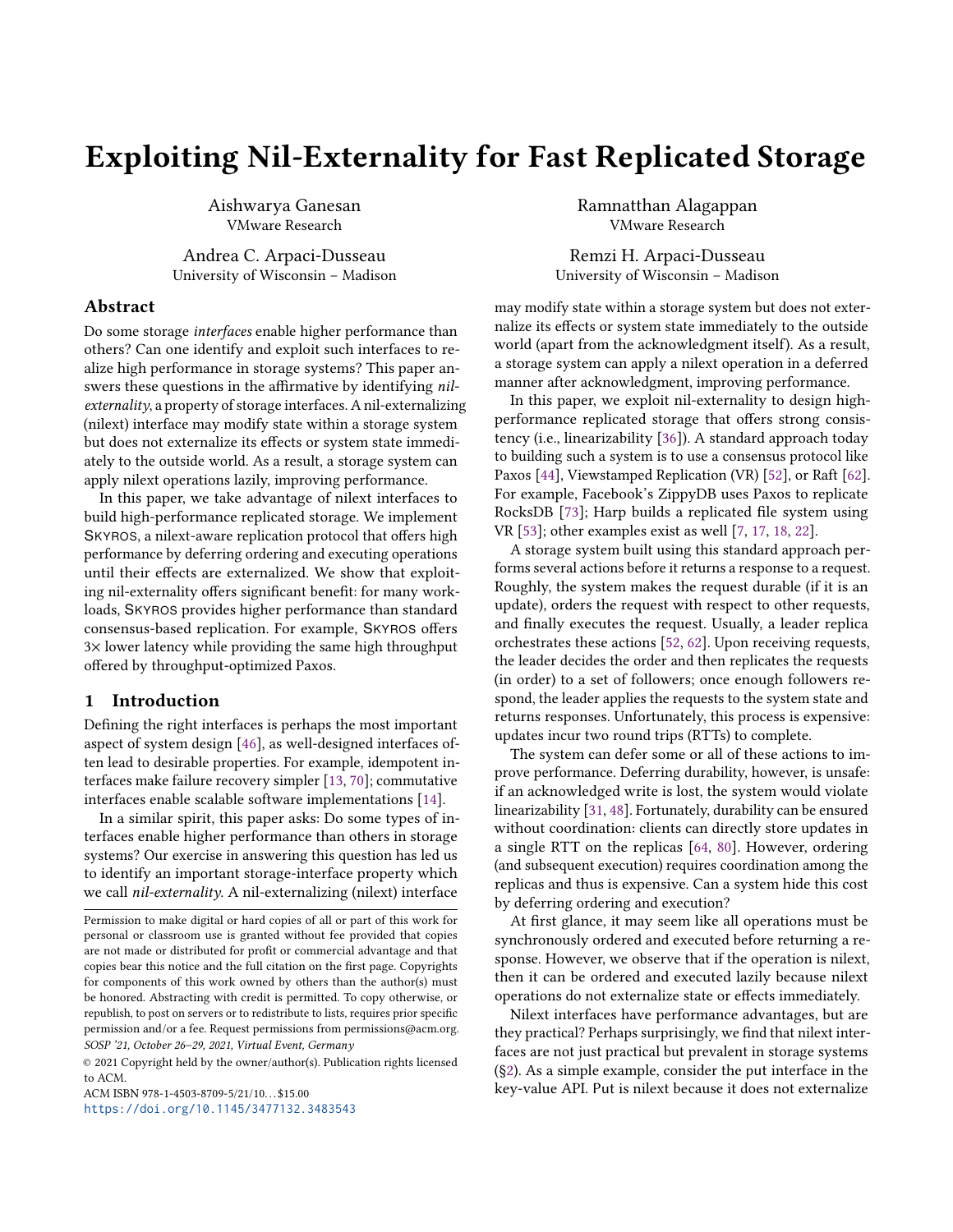# Exploiting Nil-Externality for Fast Replicated Storage

Aishwarya Ganesan
VMware Research

Ramnatthan Alagappan
VMware Research

Andrea C. Arpaci-Dusseau
University of Wisconsin – Madison

Remzi H. Arpaci-Dusseau
University of Wisconsin – Madison

## Abstract

Do some storage *interfaces* enable higher performance than others? Can one identify and exploit such interfaces to realize high performance in storage systems? This paper answers these questions in the affirmative by identifying *nil-externality*, a property of storage interfaces. A nil-externalizing (nilext) interface may modify state within a storage system but does not externalize its effects or system state immediately to the outside world. As a result, a storage system can apply nilext operations lazily, improving performance.

In this paper, we take advantage of nilext interfaces to build high-performance replicated storage. We implement SKYROS, a nilext-aware replication protocol that offers high performance by deferring ordering and executing operations until their effects are externalized. We show that exploiting nil-externality offers significant benefit: for many workloads, SKYROS provides higher performance than standard consensus-based replication. For example, SKYROS offers 3× lower latency while providing the same high throughput offered by throughput-optimized Paxos.

## 1 Introduction

Defining the right interfaces is perhaps the most important aspect of system design [46], as well-designed interfaces often lead to desirable properties. For example, idempotent interfaces make failure recovery simpler [13, 70]; commutative interfaces enable scalable software implementations [14].

In a similar spirit, this paper asks: Do some types of interfaces enable higher performance than others in storage systems? Our exercise in answering this question has led us to identify an important storage-interface property which we call *nil-externality*. A nil-externalizing (nilext) interface may modify state within a storage system but does not externalize its effects or system state immediately to the outside world (apart from the acknowledgment itself). As a result, a storage system can apply a nilext operation in a deferred manner after acknowledgment, improving performance.

In this paper, we exploit nil-externality to design high-performance replicated storage that offers strong consistency (i.e., linearizability [36]). A standard approach today to building such a system is to use a consensus protocol like Paxos [44], Viewstamped Replication (VR) [52], or Raft [62]. For example, Facebook's ZippyDB uses Paxos to replicate RocksDB [73]; Harp builds a replicated file system using VR [53]; other examples exist as well [7, 17, 18, 22].

A storage system built using this standard approach performs several actions before it returns a response to a request. Roughly, the system makes the request durable (if it is an update), orders the request with respect to other requests, and finally executes the request. Usually, a leader replica orchestrates these actions [52, 62]. Upon receiving requests, the leader decides the order and then replicates the requests (in order) to a set of followers; once enough followers respond, the leader applies the requests to the system state and returns responses. Unfortunately, this process is expensive: updates incur two round trips (RTTs) to complete.

The system can defer some or all of these actions to improve performance. Deferring durability, however, is unsafe: if an acknowledged write is lost, the system would violate linearizability [31, 48]. Fortunately, durability can be ensured without coordination: clients can directly store updates in a single RTT on the replicas [64, 80]. However, ordering (and subsequent execution) requires coordination among the replicas and thus is expensive. Can a system hide this cost by deferring ordering and execution?

At first glance, it may seem like all operations must be synchronously ordered and executed before returning a response. However, we observe that if the operation is nilext, then it can be ordered and executed lazily because nilext operations do not externalize state or effects immediately.

Nilext interfaces have performance advantages, but are they practical? Perhaps surprisingly, we find that nilext interfaces are not just practical but prevalent in storage systems (§2). As a simple example, consider the put interface in the key-value API. Put is nilext because it does not externalize

Permission to make digital or hard copies of all or part of this work for personal or classroom use is granted without fee provided that copies are not made or distributed for profit or commercial advantage and that copies bear this notice and the full citation on the first page. Copyrights for components of this work owned by others than the author(s) must be honored. Abstracting with credit is permitted. To copy otherwise, or republish, to post on servers or to redistribute to lists, requires prior specific permission and/or a fee. Request permissions from permissions@acm.org.
*SOSP '21, October 26–29, 2021, Virtual Event, Germany*
© 2021 Copyright held by the owner/author(s). Publication rights licensed to ACM.
ACM ISBN 978-1-4503-8709-5/21/10...$15.00
https://doi.org/10.1145/3477132.3483543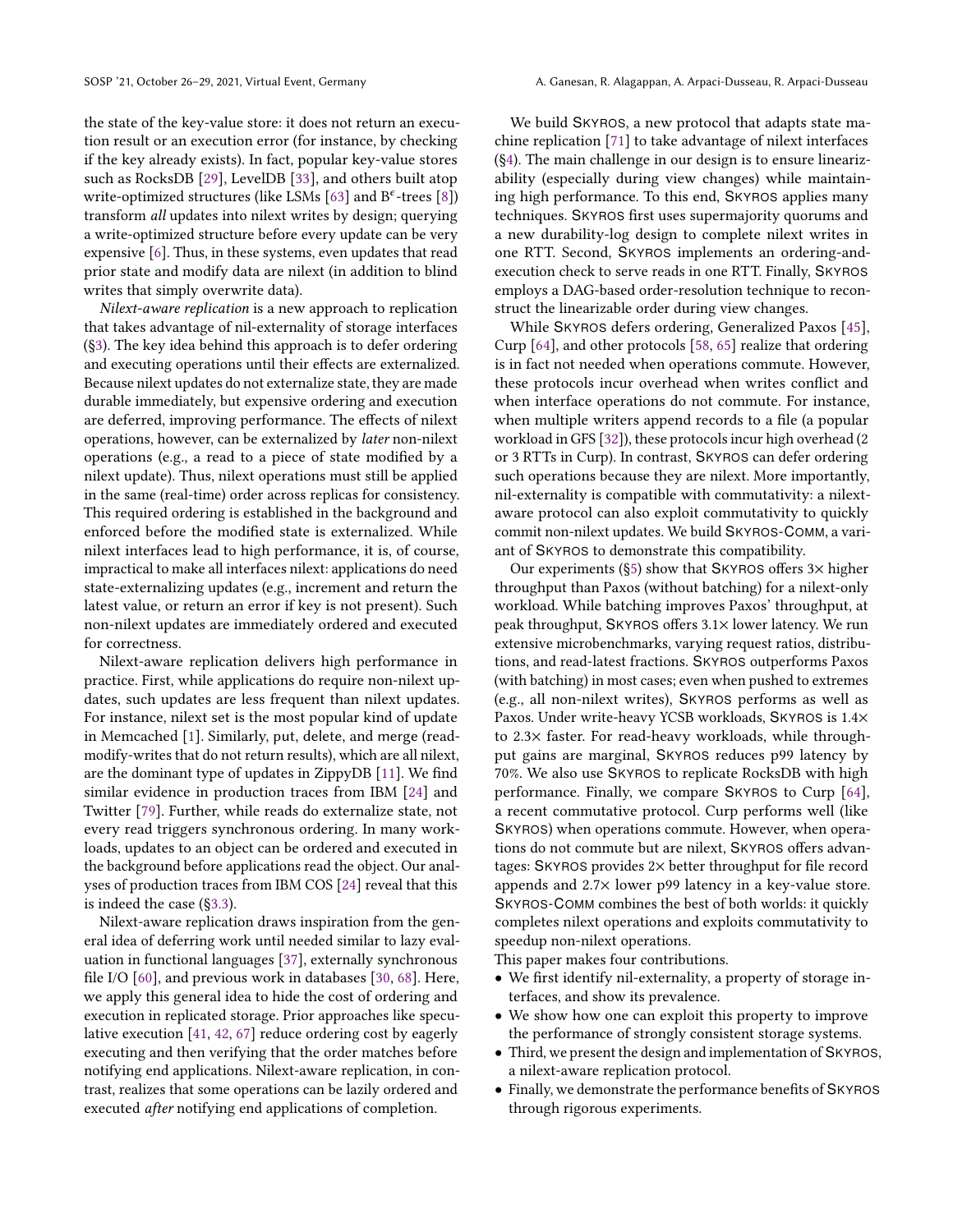the state of the key-value store: it does not return an execution result or an execution error (for instance, by checking if the key already exists). In fact, popular key-value stores such as RocksDB [29], LevelDB [33], and others built atop write-optimized structures (like LSMs [63] and B$^\epsilon$-trees [8]) transform *all* updates into nilext writes by design; querying a write-optimized structure before every update can be very expensive [6]. Thus, in these systems, even updates that read prior state and modify data are nilext (in addition to blind writes that simply overwrite data).

*Nilext-aware replication* is a new approach to replication that takes advantage of nil-externality of storage interfaces (§3). The key idea behind this approach is to defer ordering and executing operations until their effects are externalized. Because nilext updates do not externalize state, they are made durable immediately, but expensive ordering and execution are deferred, improving performance. The effects of nilext operations, however, can be externalized by *later* non-nilext operations (e.g., a read to a piece of state modified by a nilext update). Thus, nilext operations must still be applied in the same (real-time) order across replicas for consistency. This required ordering is established in the background and enforced before the modified state is externalized. While nilext interfaces lead to high performance, it is, of course, impractical to make all interfaces nilext: applications do need state-externalizing updates (e.g., increment and return the latest value, or return an error if key is not present). Such non-nilext updates are immediately ordered and executed for correctness.

Nilext-aware replication delivers high performance in practice. First, while applications do require non-nilext updates, such updates are less frequent than nilext updates. For instance, nilext set is the most popular kind of update in Memcached [1]. Similarly, put, delete, and merge (read-modify-writes that do not return results), which are all nilext, are the dominant type of updates in ZippyDB [11]. We find similar evidence in production traces from IBM [24] and Twitter [79]. Further, while reads do externalize state, not every read triggers synchronous ordering. In many workloads, updates to an object can be ordered and executed in the background before applications read the object. Our analyses of production traces from IBM COS [24] reveal that this is indeed the case (§3.3).

Nilext-aware replication draws inspiration from the general idea of deferring work until needed similar to lazy evaluation in functional languages [37], externally synchronous file I/O [60], and previous work in databases [30, 68]. Here, we apply this general idea to hide the cost of ordering and execution in replicated storage. Prior approaches like speculative execution [41, 42, 67] reduce ordering cost by eagerly executing and then verifying that the order matches before notifying end applications. Nilext-aware replication, in contrast, realizes that some operations can be lazily ordered and executed *after* notifying end applications of completion.

We build SKYROS, a new protocol that adapts state machine replication [71] to take advantage of nilext interfaces (§4). The main challenge in our design is to ensure linearizability (especially during view changes) while maintaining high performance. To this end, SKYROS applies many techniques. SKYROS first uses supermajority quorums and a new durability-log design to complete nilext writes in one RTT. Second, SKYROS implements an ordering-and-execution check to serve reads in one RTT. Finally, SKYROS employs a DAG-based order-resolution technique to reconstruct the linearizable order during view changes.

While SKYROS defers ordering, Generalized Paxos [45], Curp [64], and other protocols [58, 65] realize that ordering is in fact not needed when operations commute. However, these protocols incur overhead when writes conflict and when interface operations do not commute. For instance, when multiple writers append records to a file (a popular workload in GFS [32]), these protocols incur high overhead (2 or 3 RTTs in Curp). In contrast, SKYROS can defer ordering such operations because they are nilext. More importantly, nil-externality is compatible with commutativity: a nilext-aware protocol can also exploit commutativity to quickly commit non-nilext updates. We build SKYROS-COMM, a variant of SKYROS to demonstrate this compatibility.

Our experiments (§5) show that SKYROS offers 3× higher throughput than Paxos (without batching) for a nilext-only workload. While batching improves Paxos' throughput, at peak throughput, SKYROS offers 3.1× lower latency. We run extensive microbenchmarks, varying request ratios, distributions, and read-latest fractions. SKYROS outperforms Paxos (with batching) in most cases; even when pushed to extremes (e.g., all non-nilext writes), SKYROS performs as well as Paxos. Under write-heavy YCSB workloads, SKYROS is 1.4× to 2.3× faster. For read-heavy workloads, while throughput gains are marginal, SKYROS reduces p99 latency by 70%. We also use SKYROS to replicate RocksDB with high performance. Finally, we compare SKYROS to Curp [64], a recent commutative protocol. Curp performs well (like SKYROS) when operations commute. However, when operations do not commute but are nilext, SKYROS offers advantages: SKYROS provides 2× better throughput for file record appends and 2.7× lower p99 latency in a key-value store. SKYROS-COMM combines the best of both worlds: it quickly completes nilext operations and exploits commutativity to speedup non-nilext operations.

This paper makes four contributions.

- We first identify nil-externality, a property of storage interfaces, and show its prevalence.
- We show how one can exploit this property to improve the performance of strongly consistent storage systems.
- Third, we present the design and implementation of SKYROS, a nilext-aware replication protocol.
- Finally, we demonstrate the performance benefits of SKYROS through rigorous experiments.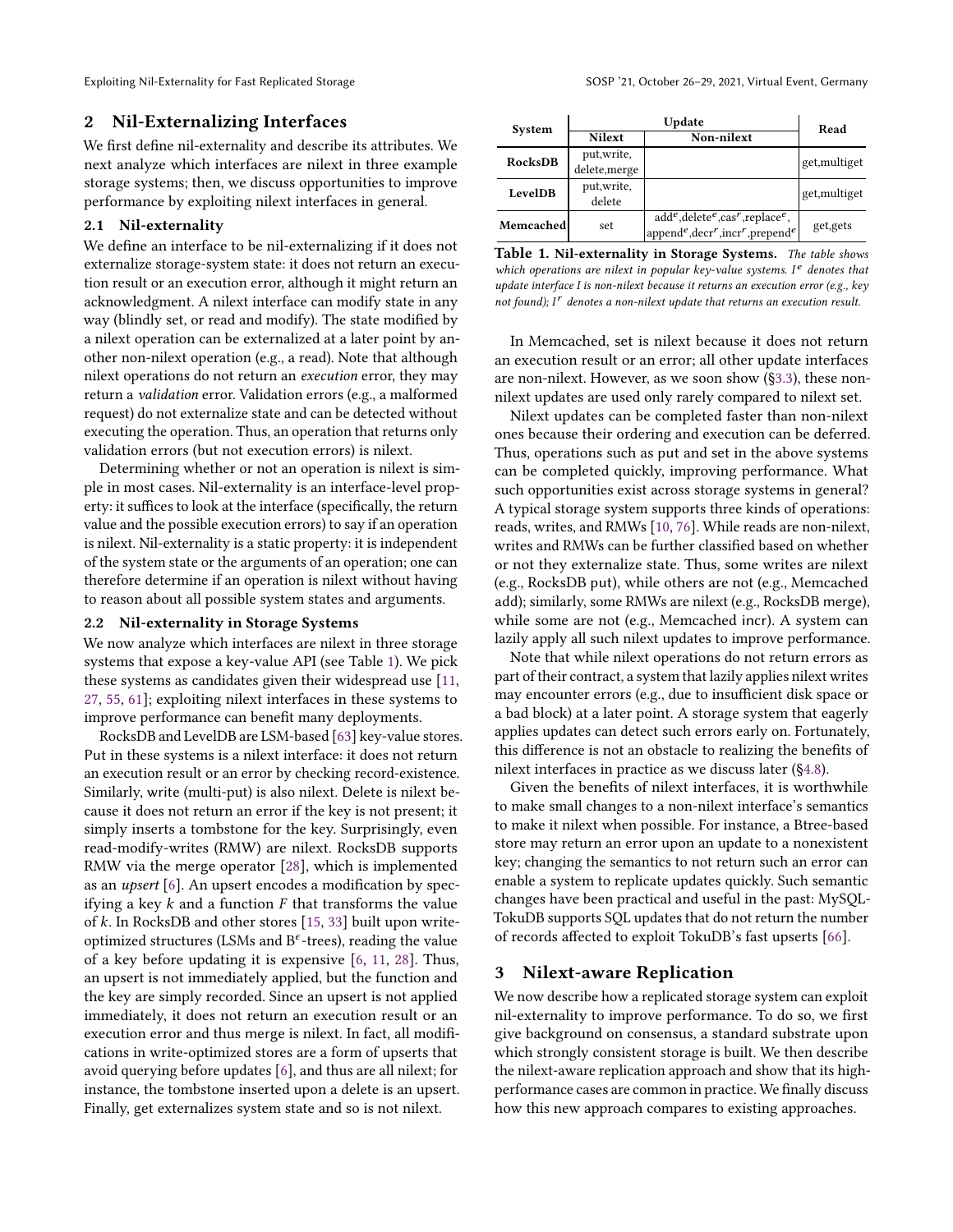## 2 Nil-Externalizing Interfaces

We first define nil-externality and describe its attributes. We next analyze which interfaces are nilext in three example storage systems; then, we discuss opportunities to improve performance by exploiting nilext interfaces in general.

### 2.1 Nil-externality

We define an interface to be nil-externalizing if it does not externalize storage-system state: it does not return an execution result or an execution error, although it might return an acknowledgment. A nilext interface can modify state in any way (blindly set, or read and modify). The state modified by a nilext operation can be externalized at a later point by another non-nilext operation (e.g., a read). Note that although nilext operations do not return an *execution* error, they may return a *validation* error. Validation errors (e.g., a malformed request) do not externalize state and can be detected without executing the operation. Thus, an operation that returns only validation errors (but not execution errors) is nilext.

Determining whether or not an operation is nilext is simple in most cases. Nil-externality is an interface-level property: it suffices to look at the interface (specifically, the return value and the possible execution errors) to say if an operation is nilext. Nil-externality is a static property: it is independent of the system state or the arguments of an operation; one can therefore determine if an operation is nilext without having to reason about all possible system states and arguments.

### 2.2 Nil-externality in Storage Systems

We now analyze which interfaces are nilext in three storage systems that expose a key-value API (see Table 1). We pick these systems as candidates given their widespread use [11, 27, 55, 61]; exploiting nilext interfaces in these systems to improve performance can benefit many deployments.

RocksDB and LevelDB are LSM-based [63] key-value stores. Put in these systems is a nilext interface: it does not return an execution result or an error by checking record-existence. Similarly, write (multi-put) is also nilext. Delete is nilext because it does not return an error if the key is not present; it simply inserts a tombstone for the key. Surprisingly, even read-modify-writes (RMW) are nilext. RocksDB supports RMW via the merge operator [28], which is implemented as an *upsert* [6]. An upsert encodes a modification by specifying a key $k$ and a function $F$ that transforms the value of $k$. In RocksDB and other stores [15, 33] built upon write-optimized structures (LSMs and B$^{\epsilon}$-trees), reading the value of a key before updating it is expensive [6, 11, 28]. Thus, an upsert is not immediately applied, but the function and the key are simply recorded. Since an upsert is not applied immediately, it does not return an execution result or an execution error and thus merge is nilext. In fact, all modifications in write-optimized stores are a form of upserts that avoid querying before updates [6], and thus are all nilext; for instance, the tombstone inserted upon a delete is an upsert. Finally, get externalizes system state and so is not nilext.

| System | Update | | Read |
|---|---|---|---|
| | Nilext | Non-nilext | |
| **RocksDB** | put,write, delete,merge | | get,multiget |
| **LevelDB** | put,write, delete | | get,multiget |
| **Memcached** | set | add$^{e}$,delete$^{e}$,cas$^{r}$,replace$^{e}$, append$^{e}$,decr$^{r}$,incr$^{r}$,prepend$^{e}$ | get,gets |

**Table 1. Nil-externality in Storage Systems.** *The table shows which operations are nilext in popular key-value systems. $I^{e}$ denotes that update interface I is non-nilext because it returns an execution error (e.g., key not found); $I^{r}$ denotes a non-nilext update that returns an execution result.*

In Memcached, set is nilext because it does not return an execution result or an error; all other update interfaces are non-nilext. However, as we soon show (§3.3), these non-nilext updates are used only rarely compared to nilext set.

Nilext updates can be completed faster than non-nilext ones because their ordering and execution can be deferred. Thus, operations such as put and set in the above systems can be completed quickly, improving performance. What such opportunities exist across storage systems in general? A typical storage system supports three kinds of operations: reads, writes, and RMWs [10, 76]. While reads are non-nilext, writes and RMWs can be further classified based on whether or not they externalize state. Thus, some writes are nilext (e.g., RocksDB put), while others are not (e.g., Memcached add); similarly, some RMWs are nilext (e.g., RocksDB merge), while some are not (e.g., Memcached incr). A system can lazily apply all such nilext updates to improve performance.

Note that while nilext operations do not return errors as part of their contract, a system that lazily applies nilext writes may encounter errors (e.g., due to insufficient disk space or a bad block) at a later point. A storage system that eagerly applies updates can detect such errors early on. Fortunately, this difference is not an obstacle to realizing the benefits of nilext interfaces in practice as we discuss later (§4.8).

Given the benefits of nilext interfaces, it is worthwhile to make small changes to a non-nilext interface's semantics to make it nilext when possible. For instance, a Btree-based store may return an error upon an update to a nonexistent key; changing the semantics to not return such an error can enable a system to replicate updates quickly. Such semantic changes have been practical and useful in the past: MySQL-TokuDB supports SQL updates that do not return the number of records affected to exploit TokuDB's fast upserts [66].

## 3 Nilext-aware Replication

We now describe how a replicated storage system can exploit nil-externality to improve performance. To do so, we first give background on consensus, a standard substrate upon which strongly consistent storage is built. We then describe the nilext-aware replication approach and show that its high-performance cases are common in practice. We finally discuss how this new approach compares to existing approaches.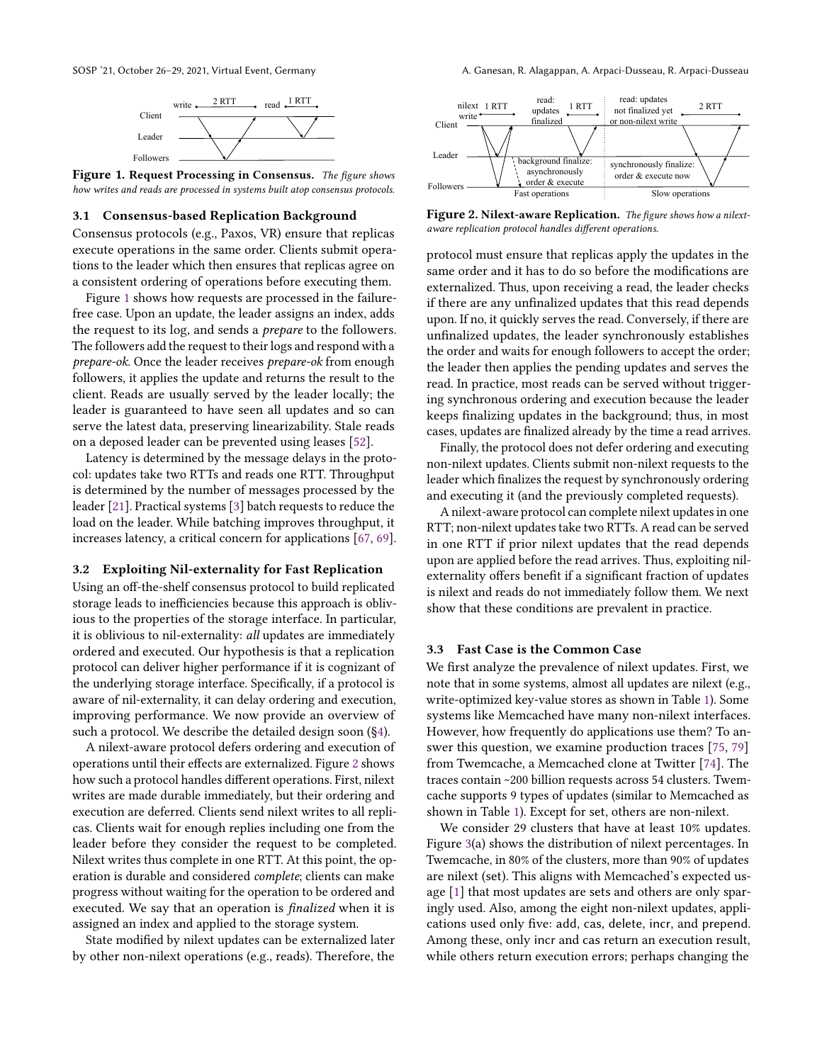**Figure 1. Request Processing in Consensus.** *The figure shows how writes and reads are processed in systems built atop consensus protocols.*

### 3.1 Consensus-based Replication Background

Consensus protocols (e.g., Paxos, VR) ensure that replicas execute operations in the same order. Clients submit operations to the leader which then ensures that replicas agree on a consistent ordering of operations before executing them.

Figure 1 shows how requests are processed in the failure-free case. Upon an update, the leader assigns an index, adds the request to its log, and sends a *prepare* to the followers. The followers add the request to their logs and respond with a *prepare-ok*. Once the leader receives *prepare-ok* from enough followers, it applies the update and returns the result to the client. Reads are usually served by the leader locally; the leader is guaranteed to have seen all updates and so can serve the latest data, preserving linearizability. Stale reads on a deposed leader can be prevented using leases [52].

Latency is determined by the message delays in the protocol: updates take two RTTs and reads one RTT. Throughput is determined by the number of messages processed by the leader [21]. Practical systems [3] batch requests to reduce the load on the leader. While batching improves throughput, it increases latency, a critical concern for applications [67, 69].

### 3.2 Exploiting Nil-externality for Fast Replication

Using an off-the-shelf consensus protocol to build replicated storage leads to inefficiencies because this approach is oblivious to the properties of the storage interface. In particular, it is oblivious to nil-externality: *all* updates are immediately ordered and executed. Our hypothesis is that a replication protocol can deliver higher performance if it is cognizant of the underlying storage interface. Specifically, if a protocol is aware of nil-externality, it can delay ordering and execution, improving performance. We now provide an overview of such a protocol. We describe the detailed design soon (§4).

A nilext-aware protocol defers ordering and execution of operations until their effects are externalized. Figure 2 shows how such a protocol handles different operations. First, nilext writes are made durable immediately, but their ordering and execution are deferred. Clients send nilext writes to all replicas. Clients wait for enough replies including one from the leader before they consider the request to be completed. Nilext writes thus complete in one RTT. At this point, the operation is durable and considered *complete*; clients can make progress without waiting for the operation to be ordered and executed. We say that an operation is *finalized* when it is assigned an index and applied to the storage system.

State modified by nilext updates can be externalized later by other non-nilext operations (e.g., reads). Therefore, the protocol must ensure that replicas apply the updates in the same order and it has to do so before the modifications are externalized. Thus, upon receiving a read, the leader checks if there are any unfinalized updates that this read depends upon. If no, it quickly serves the read. Conversely, if there are unfinalized updates, the leader synchronously establishes the order and waits for enough followers to accept the order; the leader then applies the pending updates and serves the read. In practice, most reads can be served without triggering synchronous ordering and execution because the leader keeps finalizing updates in the background; thus, in most cases, updates are finalized already by the time a read arrives.

**Figure 2. Nilext-aware Replication.** *The figure shows how a nilext-aware replication protocol handles different operations.*

Finally, the protocol does not defer ordering and executing non-nilext updates. Clients submit non-nilext requests to the leader which finalizes the request by synchronously ordering and executing it (and the previously completed requests).

A nilext-aware protocol can complete nilext updates in one RTT; non-nilext updates take two RTTs. A read can be served in one RTT if prior nilext updates that the read depends upon are applied before the read arrives. Thus, exploiting nil-externality offers benefit if a significant fraction of updates is nilext and reads do not immediately follow them. We next show that these conditions are prevalent in practice.

### 3.3 Fast Case is the Common Case

We first analyze the prevalence of nilext updates. First, we note that in some systems, almost all updates are nilext (e.g., write-optimized key-value stores as shown in Table 1). Some systems like Memcached have many non-nilext interfaces. However, how frequently do applications use them? To answer this question, we examine production traces [75, 79] from Twemcache, a Memcached clone at Twitter [74]. The traces contain ~200 billion requests across 54 clusters. Twemcache supports 9 types of updates (similar to Memcached as shown in Table 1). Except for set, others are non-nilext.

We consider 29 clusters that have at least 10% updates. Figure 3(a) shows the distribution of nilext percentages. In Twemcache, in 80% of the clusters, more than 90% of updates are nilext (set). This aligns with Memcached's expected usage [1] that most updates are sets and others are only sparingly used. Also, among the eight non-nilext updates, applications used only five: add, cas, delete, incr, and prepend. Among these, only incr and cas return an execution result, while others return execution errors; perhaps changing the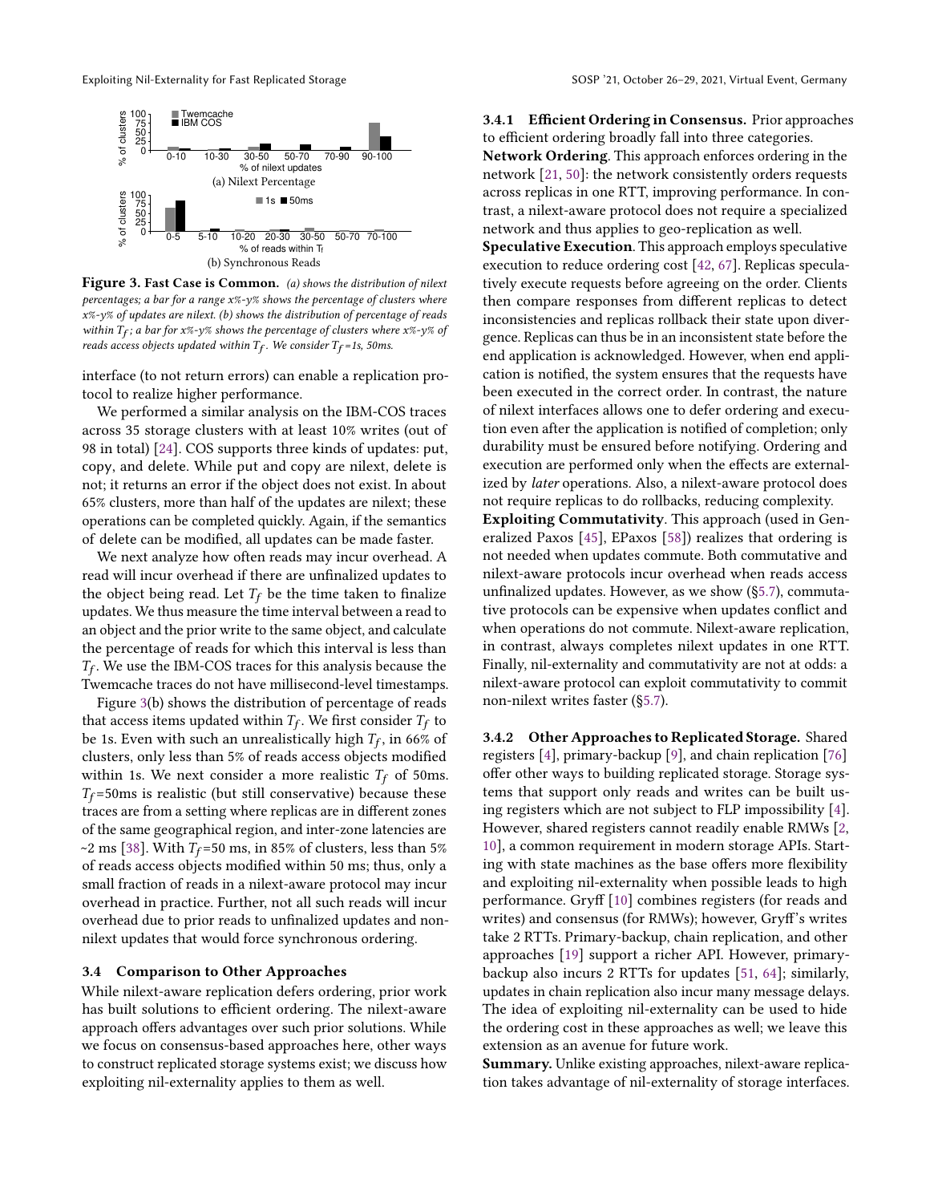**Figure 3. Fast Case is Common.** *(a) shows the distribution of nilext percentages; a bar for a range x%-y% shows the percentage of clusters where x%-y% of updates are nilext. (b) shows the distribution of percentage of reads within $T_f$; a bar for x%-y% shows the percentage of clusters where x%-y% of reads access objects updated within $T_f$. We consider $T_f$=1s, 50ms.*

interface (to not return errors) can enable a replication protocol to realize higher performance.

We performed a similar analysis on the IBM-COS traces across 35 storage clusters with at least 10% writes (out of 98 in total) [24]. COS supports three kinds of updates: put, copy, and delete. While put and copy are nilext, delete is not; it returns an error if the object does not exist. In about 65% clusters, more than half of the updates are nilext; these operations can be completed quickly. Again, if the semantics of delete can be modified, all updates can be made faster.

We next analyze how often reads may incur overhead. A read will incur overhead if there are unfinalized updates to the object being read. Let $T_f$ be the time taken to finalize updates. We thus measure the time interval between a read to an object and the prior write to the same object, and calculate the percentage of reads for which this interval is less than $T_f$. We use the IBM-COS traces for this analysis because the Twemcache traces do not have millisecond-level timestamps.

Figure 3(b) shows the distribution of percentage of reads that access items updated within $T_f$. We first consider $T_f$ to be 1s. Even with such an unrealistically high $T_f$, in 66% of clusters, only less than 5% of reads access objects modified within 1s. We next consider a more realistic $T_f$ of 50ms. $T_f$=50ms is realistic (but still conservative) because these traces are from a setting where replicas are in different zones of the same geographical region, and inter-zone latencies are ~2 ms [38]. With $T_f$=50 ms, in 85% of clusters, less than 5% of reads access objects modified within 50 ms; thus, only a small fraction of reads in a nilext-aware protocol may incur overhead in practice. Further, not all such reads will incur overhead due to prior reads to unfinalized updates and non-nilext updates that would force synchronous ordering.

### 3.4 Comparison to Other Approaches

While nilext-aware replication defers ordering, prior work has built solutions to efficient ordering. The nilext-aware approach offers advantages over such prior solutions. While we focus on consensus-based approaches here, other ways to construct replicated storage systems exist; we discuss how exploiting nil-externality applies to them as well.

#### 3.4.1 Efficient Ordering in Consensus.

Prior approaches to efficient ordering broadly fall into three categories.

**Network Ordering**. This approach enforces ordering in the network [21, 50]: the network consistently orders requests across replicas in one RTT, improving performance. In contrast, a nilext-aware protocol does not require a specialized network and thus applies to geo-replication as well.

**Speculative Execution**. This approach employs speculative execution to reduce ordering cost [42, 67]. Replicas speculatively execute requests before agreeing on the order. Clients then compare responses from different replicas to detect inconsistencies and replicas rollback their state upon divergence. Replicas can thus be in an inconsistent state before the end application is acknowledged. However, when end application is notified, the system ensures that the requests have been executed in the correct order. In contrast, the nature of nilext interfaces allows one to defer ordering and execution even after the application is notified of completion; only durability must be ensured before notifying. Ordering and execution are performed only when the effects are externalized by *later* operations. Also, a nilext-aware protocol does not require replicas to do rollbacks, reducing complexity.

**Exploiting Commutativity**. This approach (used in Generalized Paxos [45], EPaxos [58]) realizes that ordering is not needed when updates commute. Both commutative and nilext-aware protocols incur overhead when reads access unfinalized updates. However, as we show (§5.7), commutative protocols can be expensive when updates conflict and when operations do not commute. Nilext-aware replication, in contrast, always completes nilext updates in one RTT. Finally, nil-externality and commutativity are not at odds: a nilext-aware protocol can exploit commutativity to commit non-nilext writes faster (§5.7).

#### 3.4.2 Other Approaches to Replicated Storage.

Shared registers [4], primary-backup [9], and chain replication [76] offer other ways to building replicated storage. Storage systems that support only reads and writes can be built using registers which are not subject to FLP impossibility [4]. However, shared registers cannot readily enable RMWs [2, 10], a common requirement in modern storage APIs. Starting with state machines as the base offers more flexibility and exploiting nil-externality when possible leads to high performance. Gryff [10] combines registers (for reads and writes) and consensus (for RMWs); however, Gryff's writes take 2 RTTs. Primary-backup, chain replication, and other approaches [19] support a richer API. However, primary-backup also incurs 2 RTTs for updates [51, 64]; similarly, updates in chain replication also incur many message delays. The idea of exploiting nil-externality can be used to hide the ordering cost in these approaches as well; we leave this extension as an avenue for future work.

**Summary.** Unlike existing approaches, nilext-aware replication takes advantage of nil-externality of storage interfaces.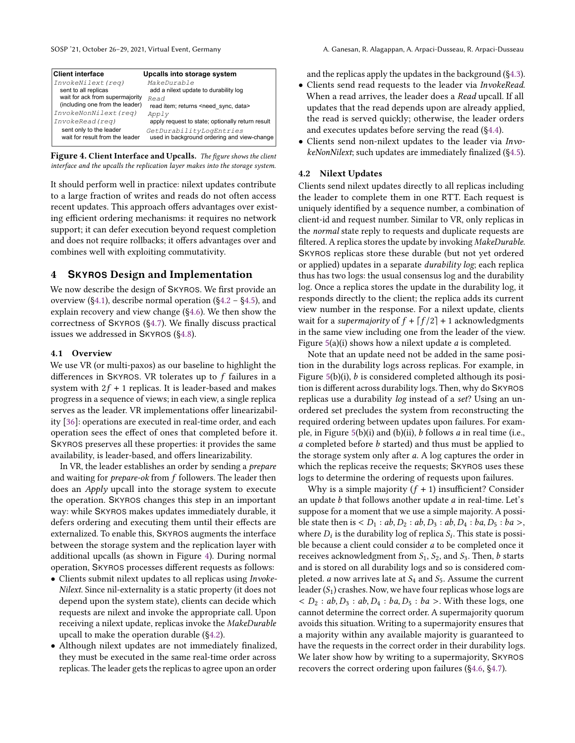| Client interface | Upcalls into storage system |
|---|---|
| `InvokeNilext(req)` | `MakeDurable` |
| sent to all replicas | add a nilext update to durability log |
| wait for ack from supermajority | `Read` |
| (including one from the leader) | read item; returns <need_sync, data> |
| `InvokeNonNilext(req)` | `Apply` |
| `InvokeRead(req)` | apply request to state; optionally return result |
| sent only to the leader | `GetDurabilityLogEntries` |
| wait for result from the leader | used in background ordering and view-change |

**Figure 4. Client Interface and Upcalls.** *The figure shows the client interface and the upcalls the replication layer makes into the storage system.*

It should perform well in practice: nilext updates contribute to a large fraction of writes and reads do not often access recent updates. This approach offers advantages over existing efficient ordering mechanisms: it requires no network support; it can defer execution beyond request completion and does not require rollbacks; it offers advantages over and combines well with exploiting commutativity.

## 4 Skyros Design and Implementation

We now describe the design of Skyros. We first provide an overview (§4.1), describe normal operation (§4.2 – §4.5), and explain recovery and view change (§4.6). We then show the correctness of Skyros (§4.7). We finally discuss practical issues we addressed in Skyros (§4.8).

### 4.1 Overview

We use VR (or multi-paxos) as our baseline to highlight the differences in Skyros. VR tolerates up to $f$ failures in a system with $2f + 1$ replicas. It is leader-based and makes progress in a sequence of views; in each view, a single replica serves as the leader. VR implementations offer linearizability [36]: operations are executed in real-time order, and each operation sees the effect of ones that completed before it. Skyros preserves all these properties: it provides the same availability, is leader-based, and offers linearizability.

In VR, the leader establishes an order by sending a *prepare* and waiting for *prepare-ok* from $f$ followers. The leader then does an *Apply* upcall into the storage system to execute the operation. Skyros changes this step in an important way: while Skyros makes updates immediately durable, it defers ordering and executing them until their effects are externalized. To enable this, Skyros augments the interface between the storage system and the replication layer with additional upcalls (as shown in Figure 4). During normal operation, Skyros processes different requests as follows:

- Clients submit nilext updates to all replicas using *InvokeNilext*. Since nil-externality is a static property (it does not depend upon the system state), clients can decide which requests are nilext and invoke the appropriate call. Upon receiving a nilext update, replicas invoke the *MakeDurable* upcall to make the operation durable (§4.2).
- Although nilext updates are not immediately finalized, they must be executed in the same real-time order across replicas. The leader gets the replicas to agree upon an order and the replicas apply the updates in the background (§4.3).
- Clients send read requests to the leader via *InvokeRead*. When a read arrives, the leader does a *Read* upcall. If all updates that the read depends upon are already applied, the read is served quickly; otherwise, the leader orders and executes updates before serving the read (§4.4).
- Clients send non-nilext updates to the leader via *InvokeNonNilext*; such updates are immediately finalized (§4.5).

### 4.2 Nilext Updates

Clients send nilext updates directly to all replicas including the leader to complete them in one RTT. Each request is uniquely identified by a sequence number, a combination of client-id and request number. Similar to VR, only replicas in the *normal* state reply to requests and duplicate requests are filtered. A replica stores the update by invoking *MakeDurable*. Skyros replicas store these durable (but not yet ordered or applied) updates in a separate *durability log*; each replica thus has two logs: the usual consensus log and the durability log. Once a replica stores the update in the durability log, it responds directly to the client; the replica adds its current view number in the response. For a nilext update, clients wait for a *supermajority* of $f + \lceil f/2 \rceil + 1$ acknowledgments in the same view including one from the leader of the view. Figure 5(a)(i) shows how a nilext update $a$ is completed.

Note that an update need not be added in the same position in the durability logs across replicas. For example, in Figure 5(b)(i), $b$ is considered completed although its position is different across durability logs. Then, why do Skyros replicas use a durability *log* instead of a *set*? Using an unordered set precludes the system from reconstructing the required ordering between updates upon failures. For example, in Figure 5(b)(i) and (b)(ii), $b$ follows $a$ in real time (i.e., $a$ completed before $b$ started) and thus must be applied to the storage system only after $a$. A log captures the order in which the replicas receive the requests; Skyros uses these logs to determine the ordering of requests upon failures.

Why is a simple majority ($f + 1$) insufficient? Consider an update $b$ that follows another update $a$ in real-time. Let's suppose for a moment that we use a simple majority. A possible state then is $< D_1 : ab, D_2 : ab, D_3 : ab, D_4 : ba, D_5 : ba >$, where $D_i$ is the durability log of replica $S_i$. This state is possible because a client could consider $a$ to be completed once it receives acknowledgment from $S_1$, $S_2$, and $S_3$. Then, $b$ starts and is stored on all durability logs and so is considered completed. $a$ now arrives late at $S_4$ and $S_5$. Assume the current leader ($S_1$) crashes. Now, we have four replicas whose logs are $< D_2 : ab, D_3 : ab, D_4 : ba, D_5 : ba >$. With these logs, one cannot determine the correct order. A supermajority quorum avoids this situation. Writing to a supermajority ensures that a majority within any available majority is guaranteed to have the requests in the correct order in their durability logs. We later show how by writing to a supermajority, Skyros recovers the correct ordering upon failures (§4.6, §4.7).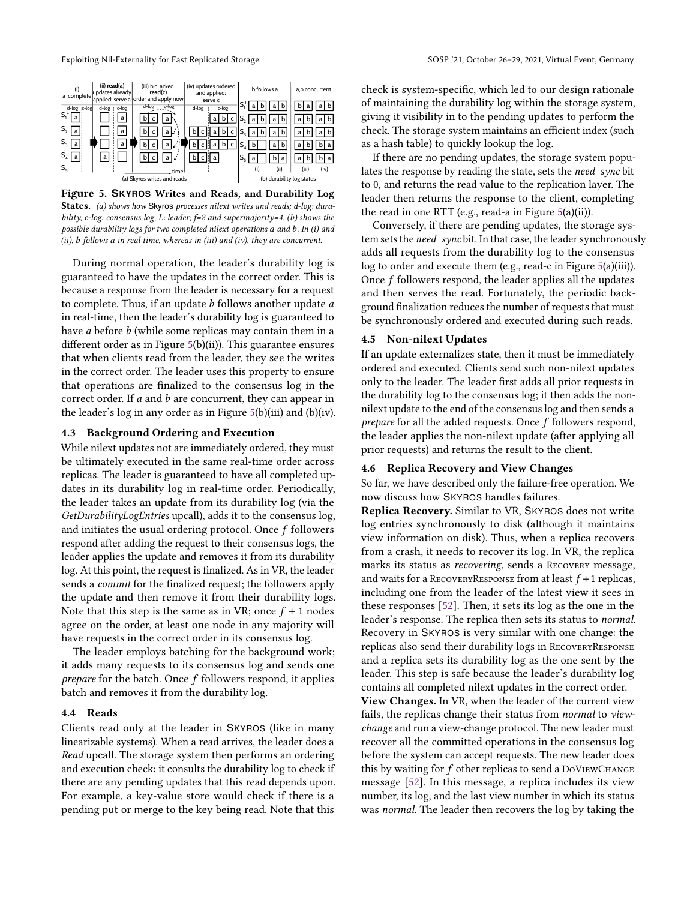Figure 5. **Skyros Writes and Reads, and Durability Log States.** *(a) shows how Skyros processes nilext writes and reads; d-log: durability, c-log: consensus log, L: leader; f=2 and supermajority=4. (b) shows the possible durability logs for two completed nilext operations a and b. In (i) and (ii), b follows a in real time, whereas in (iii) and (iv), they are concurrent.*

During normal operation, the leader's durability log is guaranteed to have the updates in the correct order. This is because a response from the leader is necessary for a request to complete. Thus, if an update *b* follows another update *a* in real-time, then the leader's durability log is guaranteed to have *a* before *b* (while some replicas may contain them in a different order as in Figure 5(b)(ii)). This guarantee ensures that when clients read from the leader, they see the writes in the correct order. The leader uses this property to ensure that operations are finalized to the consensus log in the correct order. If *a* and *b* are concurrent, they can appear in the leader's log in any order as in Figure 5(b)(iii) and (b)(iv).

### 4.3 Background Ordering and Execution

While nilext updates not are immediately ordered, they must be ultimately executed in the same real-time order across replicas. The leader is guaranteed to have all completed updates in its durability log in real-time order. Periodically, the leader takes an update from its durability log (via the *GetDurabilityLogEntries* upcall), adds it to the consensus log, and initiates the usual ordering protocol. Once $f$ followers respond after adding the request to their consensus logs, the leader applies the update and removes it from its durability log. At this point, the request is finalized. As in VR, the leader sends a *commit* for the finalized request; the followers apply the update and then remove it from their durability logs. Note that this step is the same as in VR; once $f + 1$ nodes agree on the order, at least one node in any majority will have requests in the correct order in its consensus log.

The leader employs batching for the background work; it adds many requests to its consensus log and sends one *prepare* for the batch. Once $f$ followers respond, it applies batch and removes it from the durability log.

### 4.4 Reads

Clients read only at the leader in Skyros (like in many linearizable systems). When a read arrives, the leader does a *Read* upcall. The storage system then performs an ordering and execution check: it consults the durability log to check if there are any pending updates that this read depends upon. For example, a key-value store would check if there is a pending put or merge to the key being read. Note that this check is system-specific, which led to our design rationale of maintaining the durability log within the storage system, giving it visibility in to the pending updates to perform the check. The storage system maintains an efficient index (such as a hash table) to quickly lookup the log.

If there are no pending updates, the storage system populates the response by reading the state, sets the *need_sync* bit to 0, and returns the read value to the replication layer. The leader then returns the response to the client, completing the read in one RTT (e.g., read-a in Figure 5(a)(ii)).

Conversely, if there are pending updates, the storage system sets the *need_sync* bit. In that case, the leader synchronously adds all requests from the durability log to the consensus log to order and execute them (e.g., read-c in Figure 5(a)(iii)). Once $f$ followers respond, the leader applies all the updates and then serves the read. Fortunately, the periodic background finalization reduces the number of requests that must be synchronously ordered and executed during such reads.

### 4.5 Non-nilext Updates

If an update externalizes state, then it must be immediately ordered and executed. Clients send such non-nilext updates only to the leader. The leader first adds all prior requests in the durability log to the consensus log; it then adds the non-nilext update to the end of the consensus log and then sends a *prepare* for all the added requests. Once $f$ followers respond, the leader applies the non-nilext update (after applying all prior requests) and returns the result to the client.

### 4.6 Replica Recovery and View Changes

So far, we have described only the failure-free operation. We now discuss how Skyros handles failures.

**Replica Recovery.** Similar to VR, Skyros does not write log entries synchronously to disk (although it maintains view information on disk). Thus, when a replica recovers from a crash, it needs to recover its log. In VR, the replica marks its status as *recovering*, sends a Recovery message, and waits for a RecoveryResponse from at least $f + 1$ replicas, including one from the leader of the latest view it sees in these responses [52]. Then, it sets its log as the one in the leader's response. The replica then sets its status to *normal*. Recovery in Skyros is very similar with one change: the replicas also send their durability logs in RecoveryResponse and a replica sets its durability log as the one sent by the leader. This step is safe because the leader's durability log contains all completed nilext updates in the correct order.

**View Changes.** In VR, when the leader of the current view fails, the replicas change their status from *normal* to *view-change* and run a view-change protocol. The new leader must recover all the committed operations in the consensus log before the system can accept requests. The new leader does this by waiting for $f$ other replicas to send a DoViewChange message [52]. In this message, a replica includes its view number, its log, and the last view number in which its status was *normal*. The leader then recovers the log by taking the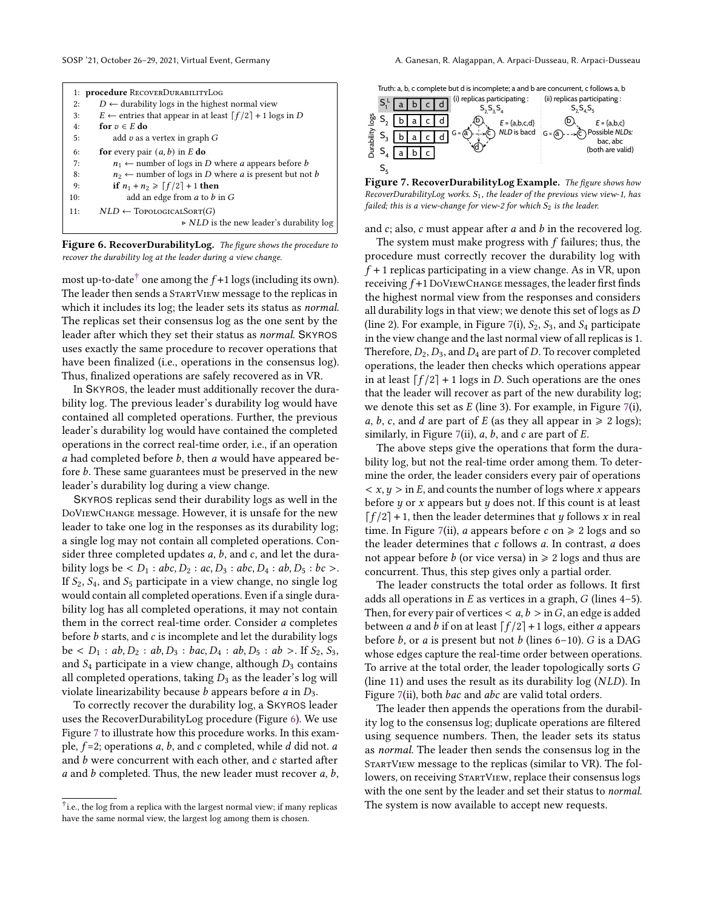```
1:  procedure RecoverDurabilityLog
2:      D ← durability logs in the highest normal view
3:      E ← entries that appear in at least ⌈f/2⌉ + 1 logs in D
4:      for v ∈ E do
5:          add v as a vertex in graph G
6:      for every pair (a, b) in E do
7:          n1 ← number of logs in D where a appears before b
8:          n2 ← number of logs in D where a is present but not b
9:          if n1 + n2 ⩾ ⌈f/2⌉ + 1 then
10:             add an edge from a to b in G
11:     NLD ← TopologicalSort(G)
                        ▷ NLD is the new leader's durability log
```

**Figure 6. RecoverDurabilityLog.** *The figure shows the procedure to recover the durability log at the leader during a view change.*

most up-to-date[†] one among the $f+1$ logs (including its own). The leader then sends a StartView message to the replicas in which it includes its log; the leader sets its status as *normal*. The replicas set their consensus log as the one sent by the leader after which they set their status as *normal*. Skyros uses exactly the same procedure to recover operations that have been finalized (i.e., operations in the consensus log). Thus, finalized operations are safely recovered as in VR.

In Skyros, the leader must additionally recover the durability log. The previous leader's durability log would have contained all completed operations. Further, the previous leader's durability log would have contained the completed operations in the correct real-time order, i.e., if an operation $a$ had completed before $b$, then $a$ would have appeared before $b$. These same guarantees must be preserved in the new leader's durability log during a view change.

Skyros replicas send their durability logs as well in the DoViewChange message. However, it is unsafe for the new leader to take one log in the responses as its durability log; a single log may not contain all completed operations. Consider three completed updates $a$, $b$, and $c$, and let the durability logs be $< D_1 : abc, D_2 : ac, D_3 : abc, D_4 : ab, D_5 : bc >$. If $S_2$, $S_4$, and $S_5$ participate in a view change, no single log would contain all completed operations. Even if a single durability log has all completed operations, it may not contain them in the correct real-time order. Consider $a$ completes before $b$ starts, and $c$ is incomplete and let the durability logs be $< D_1 : ab, D_2 : ab, D_3 : bac, D_4 : ab, D_5 : ab >$. If $S_2$, $S_3$, and $S_4$ participate in a view change, although $D_3$ contains all completed operations, taking $D_3$ as the leader's log will violate linearizability because $b$ appears before $a$ in $D_3$.

To correctly recover the durability log, a Skyros leader uses the RecoverDurabilityLog procedure (Figure 6). We use Figure 7 to illustrate how this procedure works. In this example, $f=2$; operations $a$, $b$, and $c$ completed, while $d$ did not. $a$ and $b$ were concurrent with each other, and $c$ started after $a$ and $b$ completed. Thus, the new leader must recover $a$, $b$, and $c$; also, $c$ must appear after $a$ and $b$ in the recovered log.

Truth: a, b, c complete but d is incomplete; a and b are concurrent, c follows a, b

| Durability logs | | | | |
|---|---|---|---|---|
| $S_1^L$ | a | b | c | d |
| $S_2$ | b | a | c | d |
| $S_3$ | b | a | c | d |
| $S_4$ | a | b | c | |
| $S_5$ | | | | |

(i) replicas participating: $S_2, S_3, S_4$ — $E$ = {a,b,c,d}; *NLD* is bacd

(ii) replicas participating: $S_2, S_4, S_5$ — $E$ = {a,b,c}; Possible *NLDs*: bac, abc (both are valid)

**Figure 7. RecoverDurabilityLog Example.** *The figure shows how RecoverDurabilityLog works. $S_1$, the leader of the previous view view-1, has failed; this is a view-change for view-2 for which $S_2$ is the leader.*

The system must make progress with $f$ failures; thus, the procedure must correctly recover the durability log with $f+1$ replicas participating in a view change. As in VR, upon receiving $f+1$ DoViewChange messages, the leader first finds the highest normal view from the responses and considers all durability logs in that view; we denote this set of logs as $D$ (line 2). For example, in Figure 7(i), $S_2$, $S_3$, and $S_4$ participate in the view change and the last normal view of all replicas is 1. Therefore, $D_2$, $D_3$, and $D_4$ are part of $D$. To recover completed operations, the leader then checks which operations appear in at least $\lceil f/2 \rceil + 1$ logs in $D$. Such operations are the ones that the leader will recover as part of the new durability log; we denote this set as $E$ (line 3). For example, in Figure 7(i), $a$, $b$, $c$, and $d$ are part of $E$ (as they all appear in $\geqslant 2$ logs); similarly, in Figure 7(ii), $a$, $b$, and $c$ are part of $E$.

The above steps give the operations that form the durability log, but not the real-time order among them. To determine the order, the leader considers every pair of operations $< x, y >$ in $E$, and counts the number of logs where $x$ appears before $y$ or $x$ appears but $y$ does not. If this count is at least $\lceil f/2 \rceil + 1$, then the leader determines that $y$ follows $x$ in real time. In Figure 7(ii), $a$ appears before $c$ on $\geqslant 2$ logs and so the leader determines that $c$ follows $a$. In contrast, $a$ does not appear before $b$ (or vice versa) in $\geqslant 2$ logs and thus are concurrent. Thus, this step gives only a partial order.

The leader constructs the total order as follows. It first adds all operations in $E$ as vertices in a graph, $G$ (lines 4–5). Then, for every pair of vertices $< a, b >$ in $G$, an edge is added between $a$ and $b$ if on at least $\lceil f/2 \rceil + 1$ logs, either $a$ appears before $b$, or $a$ is present but not $b$ (lines 6–10). $G$ is a DAG whose edges capture the real-time order between operations. To arrive at the total order, the leader topologically sorts $G$ (line 11) and uses the result as its durability log (*NLD*). In Figure 7(ii), both *bac* and *abc* are valid total orders.

The leader then appends the operations from the durability log to the consensus log; duplicate operations are filtered using sequence numbers. Then, the leader sets its status as *normal*. The leader then sends the consensus log in the StartView message to the replicas (similar to VR). The followers, on receiving StartView, replace their consensus logs with the one sent by the leader and set their status to *normal*. The system is now available to accept new requests.

[†] i.e., the log from a replica with the largest normal view; if many replicas have the same normal view, the largest log among them is chosen.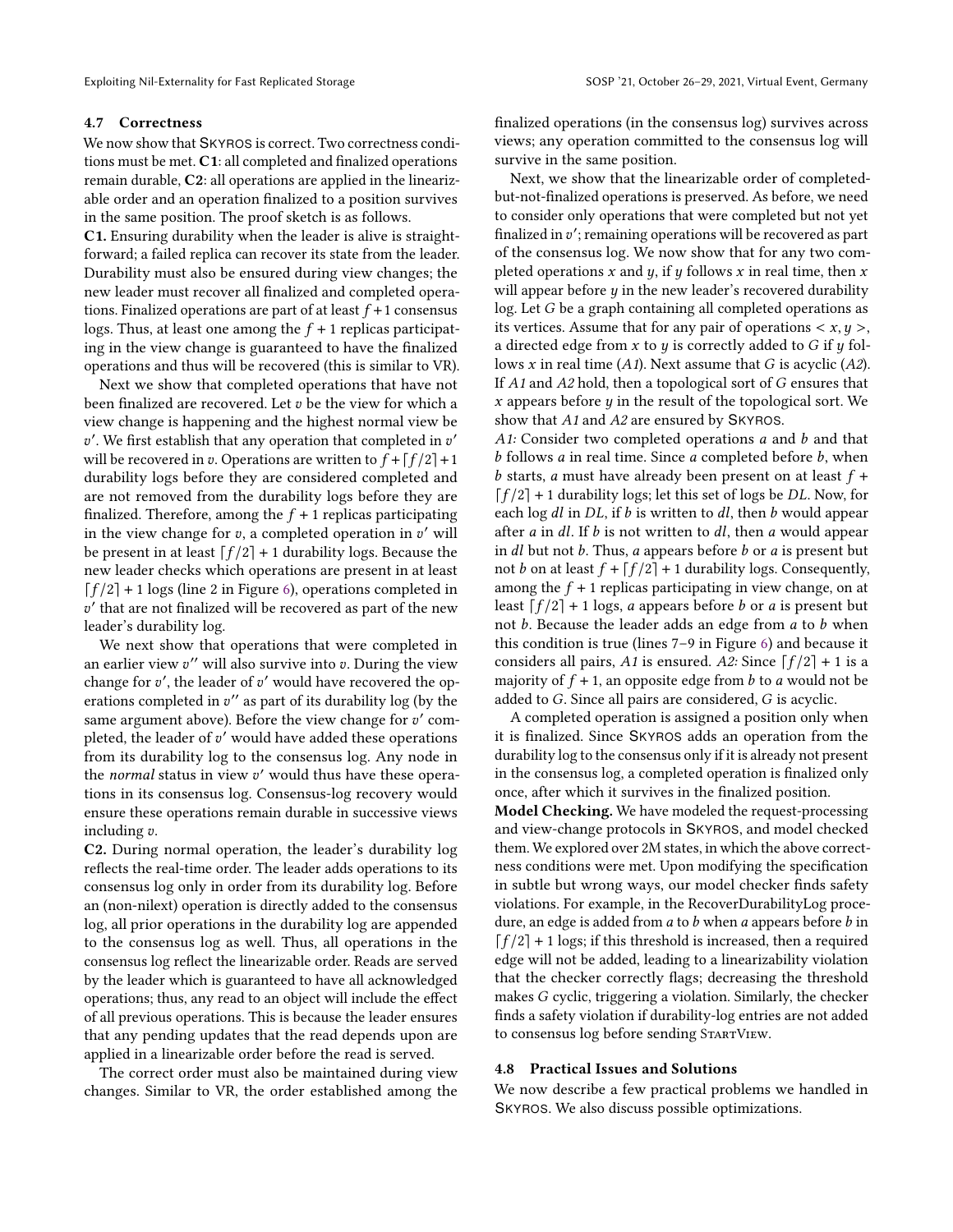### 4.7 Correctness

We now show that SKYROS is correct. Two correctness conditions must be met. **C1**: all completed and finalized operations remain durable, **C2**: all operations are applied in the linearizable order and an operation finalized to a position survives in the same position. The proof sketch is as follows.

**C1.** Ensuring durability when the leader is alive is straightforward; a failed replica can recover its state from the leader. Durability must also be ensured during view changes; the new leader must recover all finalized and completed operations. Finalized operations are part of at least $f+1$ consensus logs. Thus, at least one among the $f+1$ replicas participating in the view change is guaranteed to have the finalized operations and thus will be recovered (this is similar to VR).

Next we show that completed operations that have not been finalized are recovered. Let $v$ be the view for which a view change is happening and the highest normal view be $v'$. We first establish that any operation that completed in $v'$ will be recovered in $v$. Operations are written to $f + \lceil f/2 \rceil + 1$ durability logs before they are considered completed and are not removed from the durability logs before they are finalized. Therefore, among the $f+1$ replicas participating in the view change for $v$, a completed operation in $v'$ will be present in at least $\lceil f/2 \rceil + 1$ durability logs. Because the new leader checks which operations are present in at least $\lceil f/2 \rceil + 1$ logs (line 2 in Figure 6), operations completed in $v'$ that are not finalized will be recovered as part of the new leader's durability log.

We next show that operations that were completed in an earlier view $v''$ will also survive into $v$. During the view change for $v'$, the leader of $v'$ would have recovered the operations completed in $v''$ as part of its durability log (by the same argument above). Before the view change for $v'$ completed, the leader of $v'$ would have added these operations from its durability log to the consensus log. Any node in the *normal* status in view $v'$ would thus have these operations in its consensus log. Consensus-log recovery would ensure these operations remain durable in successive views including $v$.

**C2.** During normal operation, the leader's durability log reflects the real-time order. The leader adds operations to its consensus log only in order from its durability log. Before an (non-nilext) operation is directly added to the consensus log, all prior operations in the durability log are appended to the consensus log as well. Thus, all operations in the consensus log reflect the linearizable order. Reads are served by the leader which is guaranteed to have all acknowledged operations; thus, any read to an object will include the effect of all previous operations. This is because the leader ensures that any pending updates that the read depends upon are applied in a linearizable order before the read is served.

The correct order must also be maintained during view changes. Similar to VR, the order established among the finalized operations (in the consensus log) survives across views; any operation committed to the consensus log will survive in the same position.

Next, we show that the linearizable order of completed-but-not-finalized operations is preserved. As before, we need to consider only operations that were completed but not yet finalized in $v'$; remaining operations will be recovered as part of the consensus log. We now show that for any two completed operations $x$ and $y$, if $y$ follows $x$ in real time, then $x$ will appear before $y$ in the new leader's recovered durability log. Let $G$ be a graph containing all completed operations as its vertices. Assume that for any pair of operations $< x, y >$, a directed edge from $x$ to $y$ is correctly added to $G$ if $y$ follows $x$ in real time (*A1*). Next assume that $G$ is acyclic (*A2*). If *A1* and *A2* hold, then a topological sort of $G$ ensures that $x$ appears before $y$ in the result of the topological sort. We show that *A1* and *A2* are ensured by SKYROS.

*A1:* Consider two completed operations $a$ and $b$ and that $b$ follows $a$ in real time. Since $a$ completed before $b$, when $b$ starts, $a$ must have already been present on at least $f + \lceil f/2 \rceil + 1$ durability logs; let this set of logs be $DL$. Now, for each log $dl$ in $DL$, if $b$ is written to $dl$, then $b$ would appear after $a$ in $dl$. If $b$ is not written to $dl$, then $a$ would appear in $dl$ but not $b$. Thus, $a$ appears before $b$ or $a$ is present but not $b$ on at least $f + \lceil f/2 \rceil + 1$ durability logs. Consequently, among the $f+1$ replicas participating in view change, on at least $\lceil f/2 \rceil + 1$ logs, $a$ appears before $b$ or $a$ is present but not $b$. Because the leader adds an edge from $a$ to $b$ when this condition is true (lines 7–9 in Figure 6) and because it considers all pairs, *A1* is ensured. *A2:* Since $\lceil f/2 \rceil + 1$ is a majority of $f+1$, an opposite edge from $b$ to $a$ would not be added to $G$. Since all pairs are considered, $G$ is acyclic.

A completed operation is assigned a position only when it is finalized. Since SKYROS adds an operation from the durability log to the consensus only if it is already not present in the consensus log, a completed operation is finalized only once, after which it survives in the finalized position.

**Model Checking.** We have modeled the request-processing and view-change protocols in SKYROS, and model checked them. We explored over 2M states, in which the above correctness conditions were met. Upon modifying the specification in subtle but wrong ways, our model checker finds safety violations. For example, in the RecoverDurabilityLog procedure, an edge is added from $a$ to $b$ when $a$ appears before $b$ in $\lceil f/2 \rceil + 1$ logs; if this threshold is increased, then a required edge will not be added, leading to a linearizability violation that the checker correctly flags; decreasing the threshold makes $G$ cyclic, triggering a violation. Similarly, the checker finds a safety violation if durability-log entries are not added to consensus log before sending STARTVIEW.

### 4.8 Practical Issues and Solutions

We now describe a few practical problems we handled in SKYROS. We also discuss possible optimizations.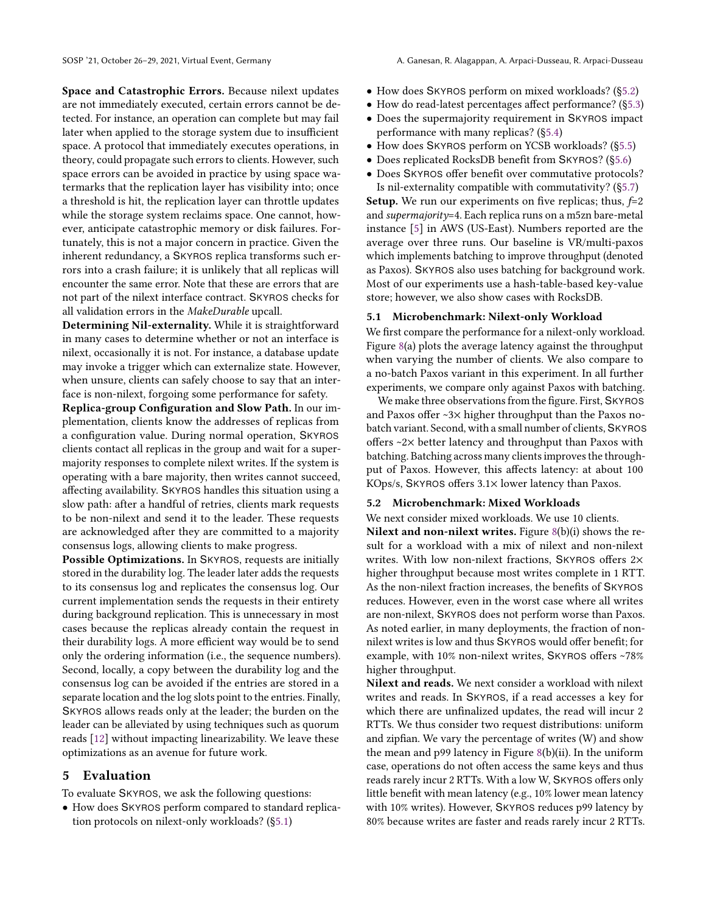**Space and Catastrophic Errors.** Because nilext updates are not immediately executed, certain errors cannot be detected. For instance, an operation can complete but may fail later when applied to the storage system due to insufficient space. A protocol that immediately executes operations, in theory, could propagate such errors to clients. However, such space errors can be avoided in practice by using space watermarks that the replication layer has visibility into; once a threshold is hit, the replication layer can throttle updates while the storage system reclaims space. One cannot, however, anticipate catastrophic memory or disk failures. Fortunately, this is not a major concern in practice. Given the inherent redundancy, a SKYROS replica transforms such errors into a crash failure; it is unlikely that all replicas will encounter the same error. Note that these are errors that are not part of the nilext interface contract. SKYROS checks for all validation errors in the *MakeDurable* upcall.

**Determining Nil-externality.** While it is straightforward in many cases to determine whether or not an interface is nilext, occasionally it is not. For instance, a database update may invoke a trigger which can externalize state. However, when unsure, clients can safely choose to say that an interface is non-nilext, forgoing some performance for safety.

**Replica-group Configuration and Slow Path.** In our implementation, clients know the addresses of replicas from a configuration value. During normal operation, SKYROS clients contact all replicas in the group and wait for a supermajority responses to complete nilext writes. If the system is operating with a bare majority, then writes cannot succeed, affecting availability. SKYROS handles this situation using a slow path: after a handful of retries, clients mark requests to be non-nilext and send it to the leader. These requests are acknowledged after they are committed to a majority consensus logs, allowing clients to make progress.

**Possible Optimizations.** In SKYROS, requests are initially stored in the durability log. The leader later adds the requests to its consensus log and replicates the consensus log. Our current implementation sends the requests in their entirety during background replication. This is unnecessary in most cases because the replicas already contain the request in their durability logs. A more efficient way would be to send only the ordering information (i.e., the sequence numbers). Second, locally, a copy between the durability log and the consensus log can be avoided if the entries are stored in a separate location and the log slots point to the entries. Finally, SKYROS allows reads only at the leader; the burden on the leader can be alleviated by using techniques such as quorum reads [12] without impacting linearizability. We leave these optimizations as an avenue for future work.

# 5 Evaluation

To evaluate SKYROS, we ask the following questions:

- How does SKYROS perform compared to standard replication protocols on nilext-only workloads? (§5.1)
- How does SKYROS perform on mixed workloads? (§5.2)
- How do read-latest percentages affect performance? (§5.3)
- Does the supermajority requirement in SKYROS impact performance with many replicas? (§5.4)
- How does SKYROS perform on YCSB workloads? (§5.5)
- Does replicated RocksDB benefit from SKYROS? (§5.6)
- Does SKYROS offer benefit over commutative protocols? Is nil-externality compatible with commutativity? (§5.7)

**Setup.** We run our experiments on five replicas; thus, $f$=2 and *supermajority*=4. Each replica runs on a m5zn bare-metal instance [5] in AWS (US-East). Numbers reported are the average over three runs. Our baseline is VR/multi-paxos which implements batching to improve throughput (denoted as Paxos). SKYROS also uses batching for background work. Most of our experiments use a hash-table-based key-value store; however, we also show cases with RocksDB.

## 5.1 Microbenchmark: Nilext-only Workload

We first compare the performance for a nilext-only workload. Figure 8(a) plots the average latency against the throughput when varying the number of clients. We also compare to a no-batch Paxos variant in this experiment. In all further experiments, we compare only against Paxos with batching.

We make three observations from the figure. First, SKYROS and Paxos offer ~3× higher throughput than the Paxos no-batch variant. Second, with a small number of clients, SKYROS offers ~2× better latency and throughput than Paxos with batching. Batching across many clients improves the throughput of Paxos. However, this affects latency: at about 100 KOps/s, SKYROS offers 3.1× lower latency than Paxos.

## 5.2 Microbenchmark: Mixed Workloads

We next consider mixed workloads. We use 10 clients.

**Nilext and non-nilext writes.** Figure 8(b)(i) shows the result for a workload with a mix of nilext and non-nilext writes. With low non-nilext fractions, SKYROS offers 2× higher throughput because most writes complete in 1 RTT. As the non-nilext fraction increases, the benefits of SKYROS reduces. However, even in the worst case where all writes are non-nilext, SKYROS does not perform worse than Paxos. As noted earlier, in many deployments, the fraction of non-nilext writes is low and thus SKYROS would offer benefit; for example, with 10% non-nilext writes, SKYROS offers ~78% higher throughput.

**Nilext and reads.** We next consider a workload with nilext writes and reads. In SKYROS, if a read accesses a key for which there are unfinalized updates, the read will incur 2 RTTs. We thus consider two request distributions: uniform and zipfian. We vary the percentage of writes (W) and show the mean and p99 latency in Figure 8(b)(ii). In the uniform case, operations do not often access the same keys and thus reads rarely incur 2 RTTs. With a low W, SKYROS offers only little benefit with mean latency (e.g., 10% lower mean latency with 10% writes). However, SKYROS reduces p99 latency by 80% because writes are faster and reads rarely incur 2 RTTs.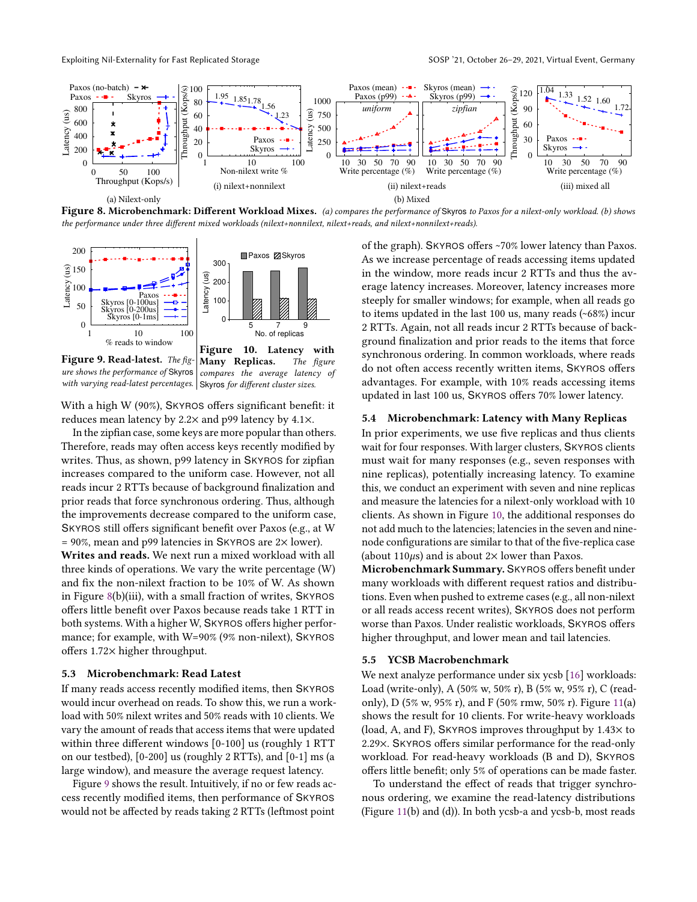**Figure 8. Microbenchmark: Different Workload Mixes.** *(a) compares the performance of* Skyros *to Paxos for a nilext-only workload. (b) shows the performance under three different mixed workloads (nilext+nonnilext, nilext+reads, and nilext+nonnilext+reads).*

**Figure 9. Read-latest.** *The figure shows the performance of* Skyros *with varying read-latest percentages.*

**Figure 10. Latency with Many Replicas.** *The figure compares the average latency of* Skyros *for different cluster sizes.*

With a high W (90%), Skyros offers significant benefit: it reduces mean latency by 2.2× and p99 latency by 4.1×.

In the zipfian case, some keys are more popular than others. Therefore, reads may often access keys recently modified by writes. Thus, as shown, p99 latency in Skyros for zipfian increases compared to the uniform case. However, not all reads incur 2 RTTs because of background finalization and prior reads that force synchronous ordering. Thus, although the improvements decrease compared to the uniform case, Skyros still offers significant benefit over Paxos (e.g., at W = 90%, mean and p99 latencies in Skyros are 2× lower).

**Writes and reads.** We next run a mixed workload with all three kinds of operations. We vary the write percentage (W) and fix the non-nilext fraction to be 10% of W. As shown in Figure 8(b)(iii), with a small fraction of writes, Skyros offers little benefit over Paxos because reads take 1 RTT in both systems. With a higher W, Skyros offers higher performance; for example, with W=90% (9% non-nilext), Skyros offers 1.72× higher throughput.

### 5.3 Microbenchmark: Read Latest

If many reads access recently modified items, then Skyros would incur overhead on reads. To show this, we run a workload with 50% nilext writes and 50% reads with 10 clients. We vary the amount of reads that access items that were updated within three different windows [0-100] us (roughly 1 RTT on our testbed), [0-200] us (roughly 2 RTTs), and [0-1] ms (a large window), and measure the average request latency.

Figure 9 shows the result. Intuitively, if no or few reads access recently modified items, then performance of Skyros would not be affected by reads taking 2 RTTs (leftmost point of the graph). Skyros offers ~70% lower latency than Paxos. As we increase percentage of reads accessing items updated in the window, more reads incur 2 RTTs and thus the average latency increases. Moreover, latency increases more steeply for smaller windows; for example, when all reads go to items updated in the last 100 us, many reads (~68%) incur 2 RTTs. Again, not all reads incur 2 RTTs because of background finalization and prior reads to the items that force synchronous ordering. In common workloads, where reads do not often access recently written items, Skyros offers advantages. For example, with 10% reads accessing items updated in last 100 us, Skyros offers 70% lower latency.

### 5.4 Microbenchmark: Latency with Many Replicas

In prior experiments, we use five replicas and thus clients wait for four responses. With larger clusters, Skyros clients must wait for many responses (e.g., seven responses with nine replicas), potentially increasing latency. To examine this, we conduct an experiment with seven and nine replicas and measure the latencies for a nilext-only workload with 10 clients. As shown in Figure 10, the additional responses do not add much to the latencies; latencies in the seven and nine-node configurations are similar to that of the five-replica case (about 110$\mu$s) and is about 2× lower than Paxos.

**Microbenchmark Summary.** Skyros offers benefit under many workloads with different request ratios and distributions. Even when pushed to extreme cases (e.g., all non-nilext or all reads access recent writes), Skyros does not perform worse than Paxos. Under realistic workloads, Skyros offers higher throughput, and lower mean and tail latencies.

### 5.5 YCSB Macrobenchmark

We next analyze performance under six ycsb [16] workloads: Load (write-only), A (50% w, 50% r), B (5% w, 95% r), C (read-only), D (5% w, 95% r), and F (50% rmw, 50% r). Figure 11(a) shows the result for 10 clients. For write-heavy workloads (load, A, and F), Skyros improves throughput by 1.43× to 2.29×. Skyros offers similar performance for the read-only workload. For read-heavy workloads (B and D), Skyros offers little benefit; only 5% of operations can be made faster.

To understand the effect of reads that trigger synchronous ordering, we examine the read-latency distributions (Figure 11(b) and (d)). In both ycsb-a and ycsb-b, most reads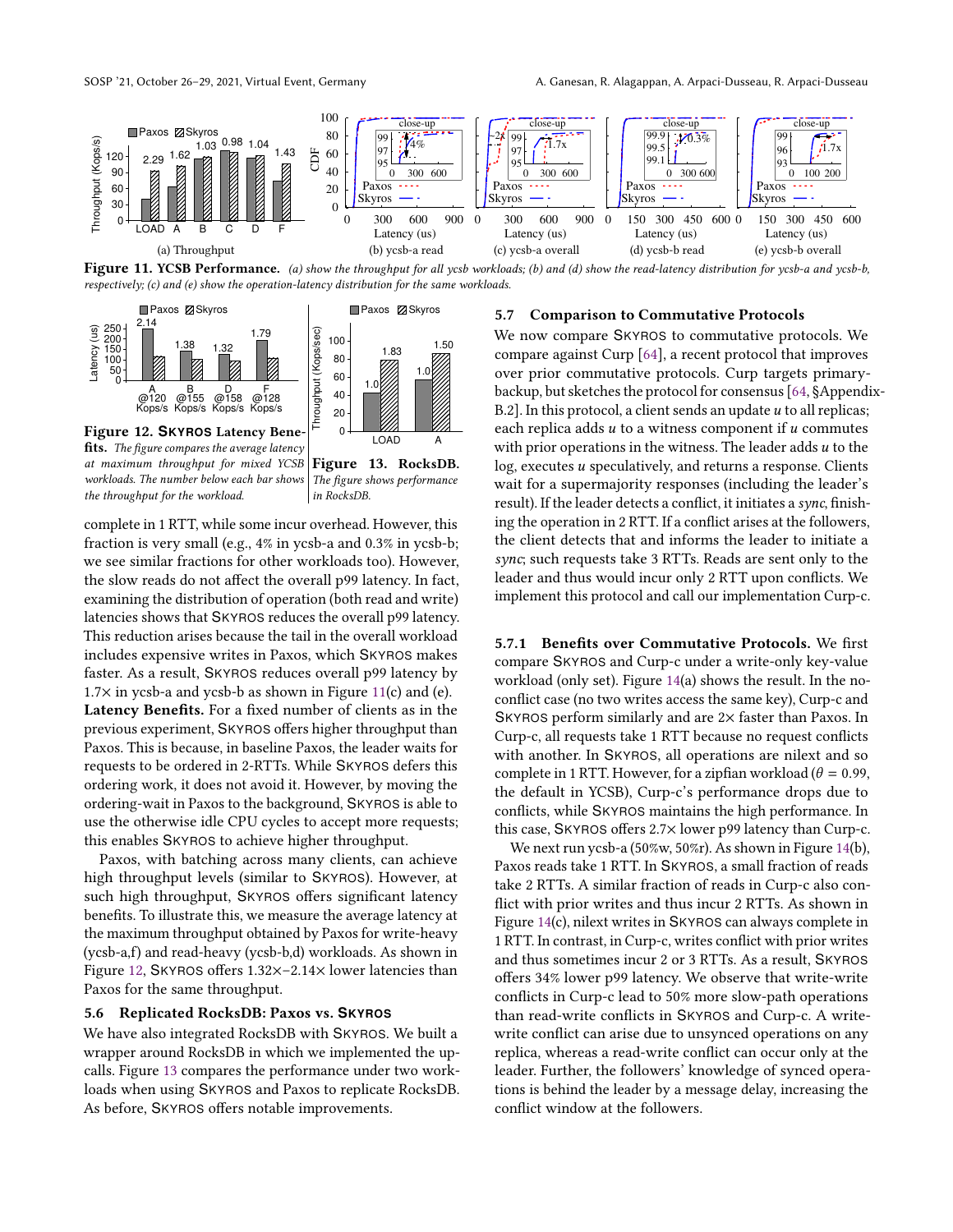**Figure 11. YCSB Performance.** *(a) show the throughput for all ycsb workloads; (b) and (d) show the read-latency distribution for ycsb-a and ycsb-b, respectively; (c) and (e) show the operation-latency distribution for the same workloads.*

**Figure 12. SKYROS Latency Benefits.** *The figure compares the average latency at maximum throughput for mixed YCSB workloads. The number below each bar shows the throughput for the workload.*

**Figure 13. RocksDB.** *The figure shows performance in RocksDB.*

complete in 1 RTT, while some incur overhead. However, this fraction is very small (e.g., 4% in ycsb-a and 0.3% in ycsb-b; we see similar fractions for other workloads too). However, the slow reads do not affect the overall p99 latency. In fact, examining the distribution of operation (both read and write) latencies shows that SKYROS reduces the overall p99 latency. This reduction arises because the tail in the overall workload includes expensive writes in Paxos, which SKYROS makes faster. As a result, SKYROS reduces overall p99 latency by 1.7× in ycsb-a and ycsb-b as shown in Figure 11(c) and (e).

**Latency Benefits.** For a fixed number of clients as in the previous experiment, SKYROS offers higher throughput than Paxos. This is because, in baseline Paxos, the leader waits for requests to be ordered in 2-RTTs. While SKYROS defers this ordering work, it does not avoid it. However, by moving the ordering-wait in Paxos to the background, SKYROS is able to use the otherwise idle CPU cycles to accept more requests; this enables SKYROS to achieve higher throughput.

Paxos, with batching across many clients, can achieve high throughput levels (similar to SKYROS). However, at such high throughput, SKYROS offers significant latency benefits. To illustrate this, we measure the average latency at the maximum throughput obtained by Paxos for write-heavy (ycsb-a,f) and read-heavy (ycsb-b,d) workloads. As shown in Figure 12, SKYROS offers 1.32×–2.14× lower latencies than Paxos for the same throughput.

### 5.6 Replicated RocksDB: Paxos vs. SKYROS

We have also integrated RocksDB with SKYROS. We built a wrapper around RocksDB in which we implemented the upcalls. Figure 13 compares the performance under two workloads when using SKYROS and Paxos to replicate RocksDB. As before, SKYROS offers notable improvements.

### 5.7 Comparison to Commutative Protocols

We now compare SKYROS to commutative protocols. We compare against Curp [64], a recent protocol that improves over prior commutative protocols. Curp targets primary-backup, but sketches the protocol for consensus [64, §Appendix-B.2]. In this protocol, a client sends an update $u$ to all replicas; each replica adds $u$ to a witness component if $u$ commutes with prior operations in the witness. The leader adds $u$ to the log, executes $u$ speculatively, and returns a response. Clients wait for a supermajority responses (including the leader's result). If the leader detects a conflict, it initiates a *sync*, finishing the operation in 2 RTT. If a conflict arises at the followers, the client detects that and informs the leader to initiate a *sync*; such requests take 3 RTTs. Reads are sent only to the leader and thus would incur only 2 RTT upon conflicts. We implement this protocol and call our implementation Curp-c.

#### 5.7.1 Benefits over Commutative Protocols.

We first compare SKYROS and Curp-c under a write-only key-value workload (only set). Figure 14(a) shows the result. In the no-conflict case (no two writes access the same key), Curp-c and SKYROS perform similarly and are 2× faster than Paxos. In Curp-c, all requests take 1 RTT because no request conflicts with another. In SKYROS, all operations are nilext and so complete in 1 RTT. However, for a zipfian workload ($\theta = 0.99$, the default in YCSB), Curp-c's performance drops due to conflicts, while SKYROS maintains the high performance. In this case, SKYROS offers 2.7× lower p99 latency than Curp-c.

We next run ycsb-a (50%w, 50%r). As shown in Figure 14(b), Paxos reads take 1 RTT. In SKYROS, a small fraction of reads take 2 RTTs. A similar fraction of reads in Curp-c also conflict with prior writes and thus incur 2 RTTs. As shown in Figure 14(c), nilext writes in SKYROS can always complete in 1 RTT. In contrast, in Curp-c, writes conflict with prior writes and thus sometimes incur 2 or 3 RTTs. As a result, SKYROS offers 34% lower p99 latency. We observe that write-write conflicts in Curp-c lead to 50% more slow-path operations than read-write conflicts in SKYROS and Curp-c. A write-write conflict can arise due to unsynced operations on any replica, whereas a read-write conflict can occur only at the leader. Further, the followers' knowledge of synced operations is behind the leader by a message delay, increasing the conflict window at the followers.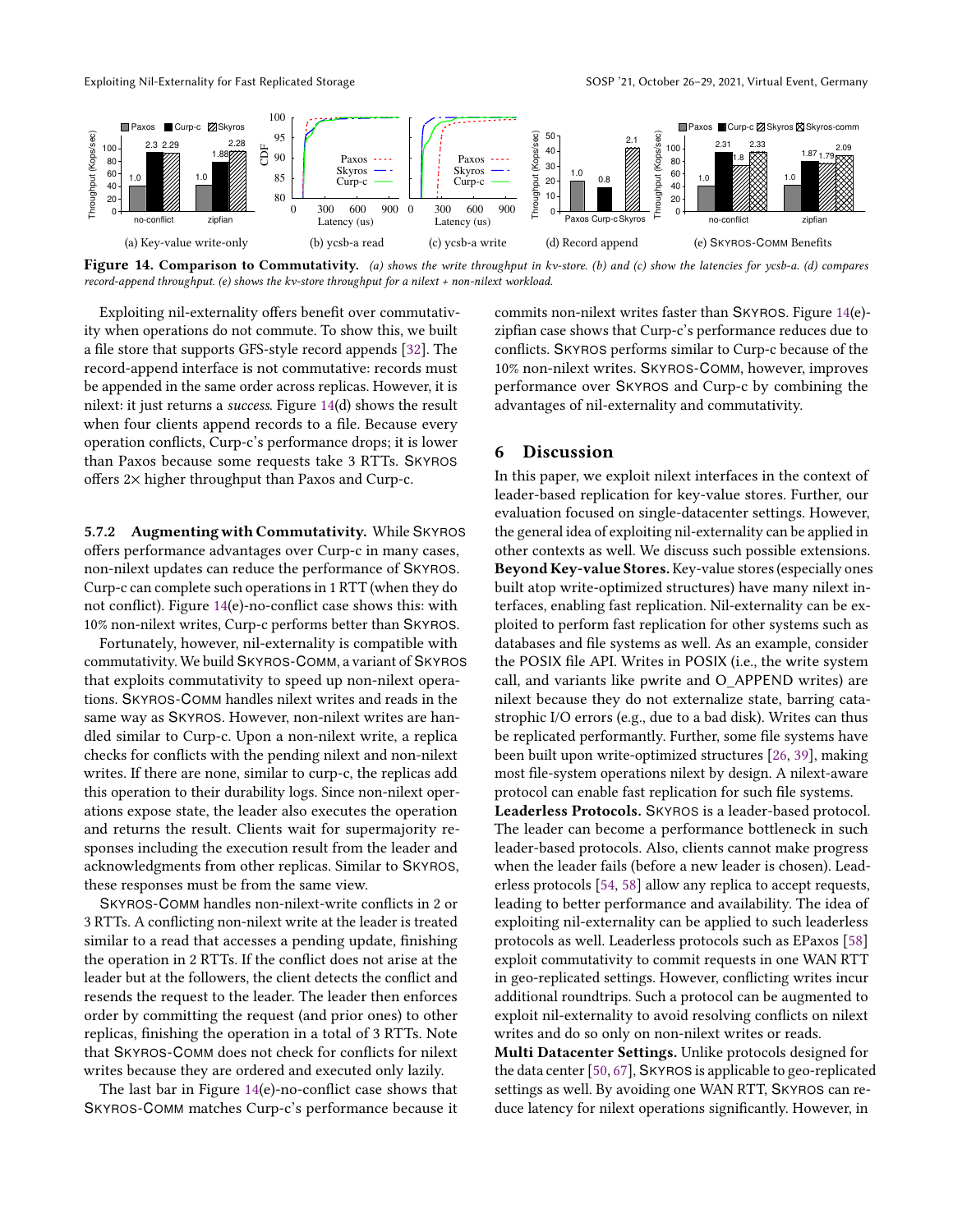**Figure 14. Comparison to Commutativity.** *(a) shows the write throughput in kv-store. (b) and (c) show the latencies for ycsb-a. (d) compares record-append throughput. (e) shows the kv-store throughput for a nilext + non-nilext workload.*

Exploiting nil-externality offers benefit over commutativity when operations do not commute. To show this, we built a file store that supports GFS-style record appends [32]. The record-append interface is not commutative: records must be appended in the same order across replicas. However, it is nilext: it just returns a *success*. Figure 14(d) shows the result when four clients append records to a file. Because every operation conflicts, Curp-c's performance drops; it is lower than Paxos because some requests take 3 RTTs. SKYROS offers 2× higher throughput than Paxos and Curp-c.

### 5.7.2 Augmenting with Commutativity.

While SKYROS offers performance advantages over Curp-c in many cases, non-nilext updates can reduce the performance of SKYROS. Curp-c can complete such operations in 1 RTT (when they do not conflict). Figure 14(e)-no-conflict case shows this: with 10% non-nilext writes, Curp-c performs better than SKYROS.

Fortunately, however, nil-externality is compatible with commutativity. We build SKYROS-COMM, a variant of SKYROS that exploits commutativity to speed up non-nilext operations. SKYROS-COMM handles nilext writes and reads in the same way as SKYROS. However, non-nilext writes are handled similar to Curp-c. Upon a non-nilext write, a replica checks for conflicts with the pending nilext and non-nilext writes. If there are none, similar to curp-c, the replicas add this operation to their durability logs. Since non-nilext operations expose state, the leader also executes the operation and returns the result. Clients wait for supermajority responses including the execution result from the leader and acknowledgments from other replicas. Similar to SKYROS, these responses must be from the same view.

SKYROS-COMM handles non-nilext-write conflicts in 2 or 3 RTTs. A conflicting non-nilext write at the leader is treated similar to a read that accesses a pending update, finishing the operation in 2 RTTs. If the conflict does not arise at the leader but at the followers, the client detects the conflict and resends the request to the leader. The leader then enforces order by committing the request (and prior ones) to other replicas, finishing the operation in a total of 3 RTTs. Note that SKYROS-COMM does not check for conflicts for nilext writes because they are ordered and executed only lazily.

The last bar in Figure 14(e)-no-conflict case shows that SKYROS-COMM matches Curp-c's performance because it commits non-nilext writes faster than SKYROS. Figure 14(e)-zipfian case shows that Curp-c's performance reduces due to conflicts. SKYROS performs similar to Curp-c because of the 10% non-nilext writes. SKYROS-COMM, however, improves performance over SKYROS and Curp-c by combining the advantages of nil-externality and commutativity.

## 6 Discussion

In this paper, we exploit nilext interfaces in the context of leader-based replication for key-value stores. Further, our evaluation focused on single-datacenter settings. However, the general idea of exploiting nil-externality can be applied in other contexts as well. We discuss such possible extensions.

**Beyond Key-value Stores.** Key-value stores (especially ones built atop write-optimized structures) have many nilext interfaces, enabling fast replication. Nil-externality can be exploited to perform fast replication for other systems such as databases and file systems as well. As an example, consider the POSIX file API. Writes in POSIX (i.e., the write system call, and variants like pwrite and O_APPEND writes) are nilext because they do not externalize state, barring catastrophic I/O errors (e.g., due to a bad disk). Writes can thus be replicated performantly. Further, some file systems have been built upon write-optimized structures [26, 39], making most file-system operations nilext by design. A nilext-aware protocol can enable fast replication for such file systems.

**Leaderless Protocols.** SKYROS is a leader-based protocol. The leader can become a performance bottleneck in such leader-based protocols. Also, clients cannot make progress when the leader fails (before a new leader is chosen). Leaderless protocols [54, 58] allow any replica to accept requests, leading to better performance and availability. The idea of exploiting nil-externality can be applied to such leaderless protocols as well. Leaderless protocols such as EPaxos [58] exploit commutativity to commit requests in one WAN RTT in geo-replicated settings. However, conflicting writes incur additional roundtrips. Such a protocol can be augmented to exploit nil-externality to avoid resolving conflicts on nilext writes and do so only on non-nilext writes or reads.

**Multi Datacenter Settings.** Unlike protocols designed for the data center [50, 67], SKYROS is applicable to geo-replicated settings as well. By avoiding one WAN RTT, SKYROS can reduce latency for nilext operations significantly. However, in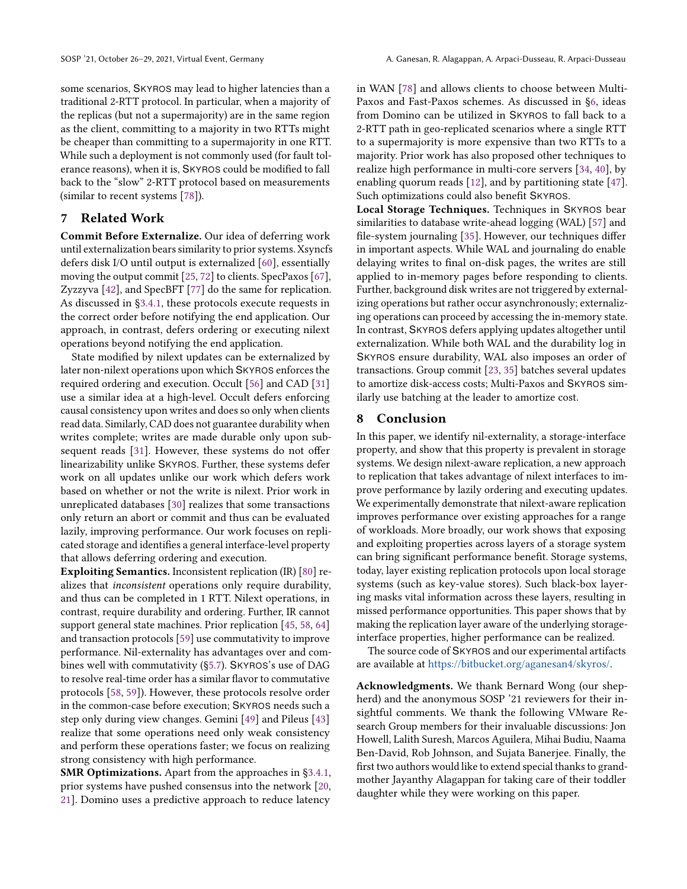some scenarios, SKYROS may lead to higher latencies than a traditional 2-RTT protocol. In particular, when a majority of the replicas (but not a supermajority) are in the same region as the client, committing to a majority in two RTTs might be cheaper than committing to a supermajority in one RTT. While such a deployment is not commonly used (for fault tolerance reasons), when it is, SKYROS could be modified to fall back to the "slow" 2-RTT protocol based on measurements (similar to recent systems [78]).

## 7 Related Work

**Commit Before Externalize.** Our idea of deferring work until externalization bears similarity to prior systems. Xsyncfs defers disk I/O until output is externalized [60], essentially moving the output commit [25, 72] to clients. SpecPaxos [67], Zyzzyva [42], and SpecBFT [77] do the same for replication. As discussed in §3.4.1, these protocols execute requests in the correct order before notifying the end application. Our approach, in contrast, defers ordering or executing nilext operations beyond notifying the end application.

State modified by nilext updates can be externalized by later non-nilext operations upon which SKYROS enforces the required ordering and execution. Occult [56] and CAD [31] use a similar idea at a high-level. Occult defers enforcing causal consistency upon writes and does so only when clients read data. Similarly, CAD does not guarantee durability when writes complete; writes are made durable only upon subsequent reads [31]. However, these systems do not offer linearizability unlike SKYROS. Further, these systems defer work on all updates unlike our work which defers work based on whether or not the write is nilext. Prior work in unreplicated databases [30] realizes that some transactions only return an abort or commit and thus can be evaluated lazily, improving performance. Our work focuses on replicated storage and identifies a general interface-level property that allows deferring ordering and execution.

**Exploiting Semantics.** Inconsistent replication (IR) [80] realizes that *inconsistent* operations only require durability, and thus can be completed in 1 RTT. Nilext operations, in contrast, require durability and ordering. Further, IR cannot support general state machines. Prior replication [45, 58, 64] and transaction protocols [59] use commutativity to improve performance. Nil-externality has advantages over and combines well with commutativity (§5.7). SKYROS's use of DAG to resolve real-time order has a similar flavor to commutative protocols [58, 59]). However, these protocols resolve order in the common-case before execution; SKYROS needs such a step only during view changes. Gemini [49] and Pileus [43] realize that some operations need only weak consistency and perform these operations faster; we focus on realizing strong consistency with high performance.

**SMR Optimizations.** Apart from the approaches in §3.4.1, prior systems have pushed consensus into the network [20, 21]. Domino uses a predictive approach to reduce latency in WAN [78] and allows clients to choose between Multi-Paxos and Fast-Paxos schemes. As discussed in §6, ideas from Domino can be utilized in SKYROS to fall back to a 2-RTT path in geo-replicated scenarios where a single RTT to a supermajority is more expensive than two RTTs to a majority. Prior work has also proposed other techniques to realize high performance in multi-core servers [34, 40], by enabling quorum reads [12], and by partitioning state [47]. Such optimizations could also benefit SKYROS.

**Local Storage Techniques.** Techniques in SKYROS bear similarities to database write-ahead logging (WAL) [57] and file-system journaling [35]. However, our techniques differ in important aspects. While WAL and journaling do enable delaying writes to final on-disk pages, the writes are still applied to in-memory pages before responding to clients. Further, background disk writes are not triggered by externalizing operations but rather occur asynchronously; externalizing operations can proceed by accessing the in-memory state. In contrast, SKYROS defers applying updates altogether until externalization. While both WAL and the durability log in SKYROS ensure durability, WAL also imposes an order of transactions. Group commit [23, 35] batches several updates to amortize disk-access costs; Multi-Paxos and SKYROS similarly use batching at the leader to amortize cost.

## 8 Conclusion

In this paper, we identify nil-externality, a storage-interface property, and show that this property is prevalent in storage systems. We design nilext-aware replication, a new approach to replication that takes advantage of nilext interfaces to improve performance by lazily ordering and executing updates. We experimentally demonstrate that nilext-aware replication improves performance over existing approaches for a range of workloads. More broadly, our work shows that exposing and exploiting properties across layers of a storage system can bring significant performance benefit. Storage systems, today, layer existing replication protocols upon local storage systems (such as key-value stores). Such black-box layering masks vital information across these layers, resulting in missed performance opportunities. This paper shows that by making the replication layer aware of the underlying storage-interface properties, higher performance can be realized.

The source code of SKYROS and our experimental artifacts are available at https://bitbucket.org/aganesan4/skyros/.

**Acknowledgments.** We thank Bernard Wong (our shepherd) and the anonymous SOSP '21 reviewers for their insightful comments. We thank the following VMware Research Group members for their invaluable discussions: Jon Howell, Lalith Suresh, Marcos Aguilera, Mihai Budiu, Naama Ben-David, Rob Johnson, and Sujata Banerjee. Finally, the first two authors would like to extend special thanks to grandmother Jayanthy Alagappan for taking care of their toddler daughter while they were working on this paper.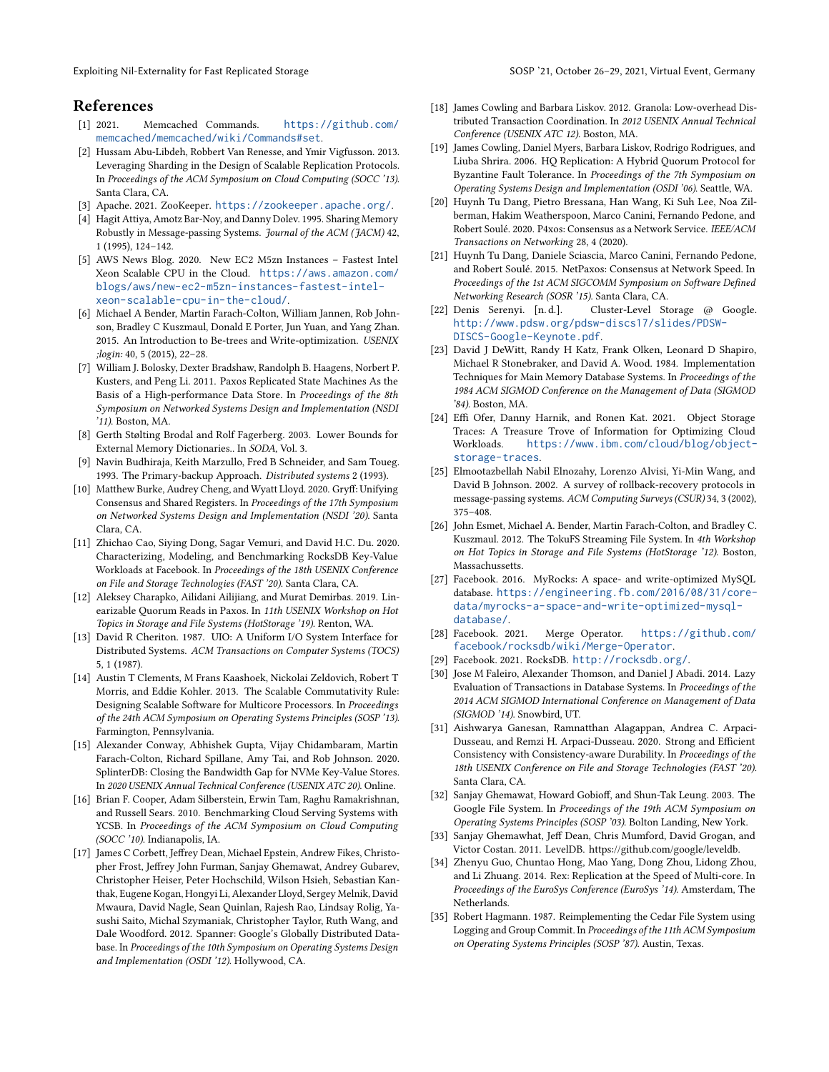## References

[1] 2021. Memcached Commands. https://github.com/memcached/memcached/wiki/Commands#set.

[2] Hussam Abu-Libdeh, Robbert Van Renesse, and Ymir Vigfusson. 2013. Leveraging Sharding in the Design of Scalable Replication Protocols. In *Proceedings of the ACM Symposium on Cloud Computing (SOCC '13)*. Santa Clara, CA.

[3] Apache. 2021. ZooKeeper. https://zookeeper.apache.org/.

[4] Hagit Attiya, Amotz Bar-Noy, and Danny Dolev. 1995. Sharing Memory Robustly in Message-passing Systems. *Journal of the ACM (JACM)* 42, 1 (1995), 124–142.

[5] AWS News Blog. 2020. New EC2 M5zn Instances – Fastest Intel Xeon Scalable CPU in the Cloud. https://aws.amazon.com/blogs/aws/new-ec2-m5zn-instances-fastest-intel-xeon-scalable-cpu-in-the-cloud/.

[6] Michael A Bender, Martin Farach-Colton, William Jannen, Rob Johnson, Bradley C Kuszmaul, Donald E Porter, Jun Yuan, and Yang Zhan. 2015. An Introduction to Be-trees and Write-optimization. *USENIX ;login:* 40, 5 (2015), 22–28.

[7] William J. Bolosky, Dexter Bradshaw, Randolph B. Haagens, Norbert P. Kusters, and Peng Li. 2011. Paxos Replicated State Machines As the Basis of a High-performance Data Store. In *Proceedings of the 8th Symposium on Networked Systems Design and Implementation (NSDI '11)*. Boston, MA.

[8] Gerth Stølting Brodal and Rolf Fagerberg. 2003. Lower Bounds for External Memory Dictionaries.. In *SODA*, Vol. 3.

[9] Navin Budhiraja, Keith Marzullo, Fred B Schneider, and Sam Toueg. 1993. The Primary-backup Approach. *Distributed systems* 2 (1993).

[10] Matthew Burke, Audrey Cheng, and Wyatt Lloyd. 2020. Gryff: Unifying Consensus and Shared Registers. In *Proceedings of the 17th Symposium on Networked Systems Design and Implementation (NSDI '20)*. Santa Clara, CA.

[11] Zhichao Cao, Siying Dong, Sagar Vemuri, and David H.C. Du. 2020. Characterizing, Modeling, and Benchmarking RocksDB Key-Value Workloads at Facebook. In *Proceedings of the 18th USENIX Conference on File and Storage Technologies (FAST '20)*. Santa Clara, CA.

[12] Aleksey Charapko, Ailidani Ailijiang, and Murat Demirbas. 2019. Linearizable Quorum Reads in Paxos. In *11th USENIX Workshop on Hot Topics in Storage and File Systems (HotStorage '19)*. Renton, WA.

[13] David R Cheriton. 1987. UIO: A Uniform I/O System Interface for Distributed Systems. *ACM Transactions on Computer Systems (TOCS)* 5, 1 (1987).

[14] Austin T Clements, M Frans Kaashoek, Nickolai Zeldovich, Robert T Morris, and Eddie Kohler. 2013. The Scalable Commutativity Rule: Designing Scalable Software for Multicore Processors. In *Proceedings of the 24th ACM Symposium on Operating Systems Principles (SOSP '13)*. Farmington, Pennsylvania.

[15] Alexander Conway, Abhishek Gupta, Vijay Chidambaram, Martin Farach-Colton, Richard Spillane, Amy Tai, and Rob Johnson. 2020. SplinterDB: Closing the Bandwidth Gap for NVMe Key-Value Stores. In *2020 USENIX Annual Technical Conference (USENIX ATC 20)*. Online.

[16] Brian F. Cooper, Adam Silberstein, Erwin Tam, Raghu Ramakrishnan, and Russell Sears. 2010. Benchmarking Cloud Serving Systems with YCSB. In *Proceedings of the ACM Symposium on Cloud Computing (SOCC '10)*. Indianapolis, IA.

[17] James C Corbett, Jeffrey Dean, Michael Epstein, Andrew Fikes, Christopher Frost, Jeffrey John Furman, Sanjay Ghemawat, Andrey Gubarev, Christopher Heiser, Peter Hochschild, Wilson Hsieh, Sebastian Kanthak, Eugene Kogan, Hongyi Li, Alexander Lloyd, Sergey Melnik, David Mwaura, David Nagle, Sean Quinlan, Rajesh Rao, Lindsay Rolig, Yasushi Saito, Michal Szymaniak, Christopher Taylor, Ruth Wang, and Dale Woodford. 2012. Spanner: Google's Globally Distributed Database. In *Proceedings of the 10th Symposium on Operating Systems Design and Implementation (OSDI '12)*. Hollywood, CA.

[18] James Cowling and Barbara Liskov. 2012. Granola: Low-overhead Distributed Transaction Coordination. In *2012 USENIX Annual Technical Conference (USENIX ATC 12)*. Boston, MA.

[19] James Cowling, Daniel Myers, Barbara Liskov, Rodrigo Rodrigues, and Liuba Shrira. 2006. HQ Replication: A Hybrid Quorum Protocol for Byzantine Fault Tolerance. In *Proceedings of the 7th Symposium on Operating Systems Design and Implementation (OSDI '06)*. Seattle, WA.

[20] Huynh Tu Dang, Pietro Bressana, Han Wang, Ki Suh Lee, Noa Zilberman, Hakim Weatherspoon, Marco Canini, Fernando Pedone, and Robert Soulé. 2020. P4xos: Consensus as a Network Service. *IEEE/ACM Transactions on Networking* 28, 4 (2020).

[21] Huynh Tu Dang, Daniele Sciascia, Marco Canini, Fernando Pedone, and Robert Soulé. 2015. NetPaxos: Consensus at Network Speed. In *Proceedings of the 1st ACM SIGCOMM Symposium on Software Defined Networking Research (SOSR '15)*. Santa Clara, CA.

[22] Denis Serenyi. [n. d.]. Cluster-Level Storage @ Google. http://www.pdsw.org/pdsw-discs17/slides/PDSW-DISCS-Google-Keynote.pdf.

[23] David J DeWitt, Randy H Katz, Frank Olken, Leonard D Shapiro, Michael R Stonebraker, and David A. Wood. 1984. Implementation Techniques for Main Memory Database Systems. In *Proceedings of the 1984 ACM SIGMOD Conference on the Management of Data (SIGMOD '84)*. Boston, MA.

[24] Effi Ofer, Danny Harnik, and Ronen Kat. 2021. Object Storage Traces: A Treasure Trove of Information for Optimizing Cloud Workloads. https://www.ibm.com/cloud/blog/object-storage-traces.

[25] Elmootazbellah Nabil Elnozahy, Lorenzo Alvisi, Yi-Min Wang, and David B Johnson. 2002. A survey of rollback-recovery protocols in message-passing systems. *ACM Computing Surveys (CSUR)* 34, 3 (2002), 375–408.

[26] John Esmet, Michael A. Bender, Martin Farach-Colton, and Bradley C. Kuszmaul. 2012. The TokuFS Streaming File System. In *4th Workshop on Hot Topics in Storage and File Systems (HotStorage '12)*. Boston, Massachussetts.

[27] Facebook. 2016. MyRocks: A space- and write-optimized MySQL database. https://engineering.fb.com/2016/08/31/core-data/myrocks-a-space-and-write-optimized-mysql-database/.

[28] Facebook. 2021. Merge Operator. https://github.com/facebook/rocksdb/wiki/Merge-Operator.

[29] Facebook. 2021. RocksDB. http://rocksdb.org/.

[30] Jose M Faleiro, Alexander Thomson, and Daniel J Abadi. 2014. Lazy Evaluation of Transactions in Database Systems. In *Proceedings of the 2014 ACM SIGMOD International Conference on Management of Data (SIGMOD '14)*. Snowbird, UT.

[31] Aishwarya Ganesan, Ramnatthan Alagappan, Andrea C. Arpaci-Dusseau, and Remzi H. Arpaci-Dusseau. 2020. Strong and Efficient Consistency with Consistency-aware Durability. In *Proceedings of the 18th USENIX Conference on File and Storage Technologies (FAST '20)*. Santa Clara, CA.

[32] Sanjay Ghemawat, Howard Gobioff, and Shun-Tak Leung. 2003. The Google File System. In *Proceedings of the 19th ACM Symposium on Operating Systems Principles (SOSP '03)*. Bolton Landing, New York.

[33] Sanjay Ghemawhat, Jeff Dean, Chris Mumford, David Grogan, and Victor Costan. 2011. LevelDB. https://github.com/google/leveldb.

[34] Zhenyu Guo, Chuntao Hong, Mao Yang, Dong Zhou, Lidong Zhou, and Li Zhuang. 2014. Rex: Replication at the Speed of Multi-core. In *Proceedings of the EuroSys Conference (EuroSys '14)*. Amsterdam, The Netherlands.

[35] Robert Hagmann. 1987. Reimplementing the Cedar File System using Logging and Group Commit. In *Proceedings of the 11th ACM Symposium on Operating Systems Principles (SOSP '87)*. Austin, Texas.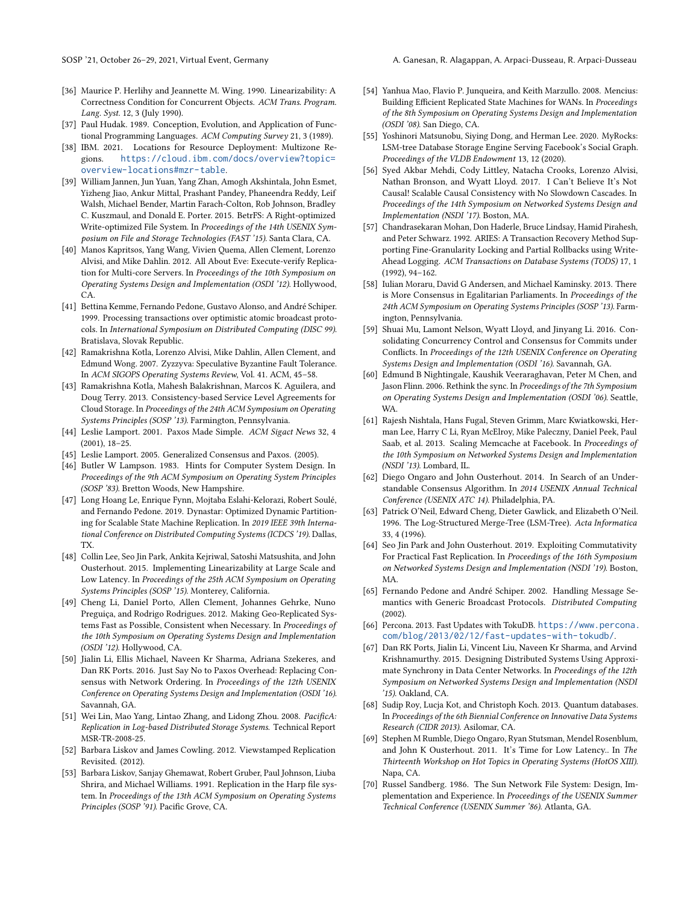[36] Maurice P. Herlihy and Jeannette M. Wing. 1990. Linearizability: A Correctness Condition for Concurrent Objects. *ACM Trans. Program. Lang. Syst.* 12, 3 (July 1990).

[37] Paul Hudak. 1989. Conception, Evolution, and Application of Functional Programming Languages. *ACM Computing Survey* 21, 3 (1989).

[38] IBM. 2021. Locations for Resource Deployment: Multizone Regions. https://cloud.ibm.com/docs/overview?topic=overview-locations#mzr-table.

[39] William Jannen, Jun Yuan, Yang Zhan, Amogh Akshintala, John Esmet, Yizheng Jiao, Ankur Mittal, Prashant Pandey, Phaneendra Reddy, Leif Walsh, Michael Bender, Martin Farach-Colton, Rob Johnson, Bradley C. Kuszmaul, and Donald E. Porter. 2015. BetrFS: A Right-optimized Write-optimized File System. In *Proceedings of the 14th USENIX Symposium on File and Storage Technologies (FAST '15)*. Santa Clara, CA.

[40] Manos Kapritsos, Yang Wang, Vivien Quema, Allen Clement, Lorenzo Alvisi, and Mike Dahlin. 2012. All About Eve: Execute-verify Replication for Multi-core Servers. In *Proceedings of the 10th Symposium on Operating Systems Design and Implementation (OSDI '12)*. Hollywood, CA.

[41] Bettina Kemme, Fernando Pedone, Gustavo Alonso, and André Schiper. 1999. Processing transactions over optimistic atomic broadcast protocols. In *International Symposium on Distributed Computing (DISC 99)*. Bratislava, Slovak Republic.

[42] Ramakrishna Kotla, Lorenzo Alvisi, Mike Dahlin, Allen Clement, and Edmund Wong. 2007. Zyzzyva: Speculative Byzantine Fault Tolerance. In *ACM SIGOPS Operating Systems Review*, Vol. 41. ACM, 45–58.

[43] Ramakrishna Kotla, Mahesh Balakrishnan, Marcos K. Aguilera, and Doug Terry. 2013. Consistency-based Service Level Agreements for Cloud Storage. In *Proceedings of the 24th ACM Symposium on Operating Systems Principles (SOSP '13)*. Farmington, Pennsylvania.

[44] Leslie Lamport. 2001. Paxos Made Simple. *ACM Sigact News* 32, 4 (2001), 18–25.

[45] Leslie Lamport. 2005. Generalized Consensus and Paxos. (2005).

[46] Butler W Lampson. 1983. Hints for Computer System Design. In *Proceedings of the 9th ACM Symposium on Operating System Principles (SOSP '83)*. Bretton Woods, New Hampshire.

[47] Long Hoang Le, Enrique Fynn, Mojtaba Eslahi-Kelorazi, Robert Soulé, and Fernando Pedone. 2019. Dynastar: Optimized Dynamic Partitioning for Scalable State Machine Replication. In *2019 IEEE 39th International Conference on Distributed Computing Systems (ICDCS '19)*. Dallas, TX.

[48] Collin Lee, Seo Jin Park, Ankita Kejriwal, Satoshi Matsushita, and John Ousterhout. 2015. Implementing Linearizability at Large Scale and Low Latency. In *Proceedings of the 25th ACM Symposium on Operating Systems Principles (SOSP '15)*. Monterey, California.

[49] Cheng Li, Daniel Porto, Allen Clement, Johannes Gehrke, Nuno Preguiça, and Rodrigo Rodrigues. 2012. Making Geo-Replicated Systems Fast as Possible, Consistent when Necessary. In *Proceedings of the 10th Symposium on Operating Systems Design and Implementation (OSDI '12)*. Hollywood, CA.

[50] Jialin Li, Ellis Michael, Naveen Kr Sharma, Adriana Szekeres, and Dan RK Ports. 2016. Just Say No to Paxos Overhead: Replacing Consensus with Network Ordering. In *Proceedings of the 12th USENIX Conference on Operating Systems Design and Implementation (OSDI '16)*. Savannah, GA.

[51] Wei Lin, Mao Yang, Lintao Zhang, and Lidong Zhou. 2008. *PacificA: Replication in Log-based Distributed Storage Systems*. Technical Report MSR-TR-2008-25.

[52] Barbara Liskov and James Cowling. 2012. Viewstamped Replication Revisited. (2012).

[53] Barbara Liskov, Sanjay Ghemawat, Robert Gruber, Paul Johnson, Liuba Shrira, and Michael Williams. 1991. Replication in the Harp file system. In *Proceedings of the 13th ACM Symposium on Operating Systems Principles (SOSP '91)*. Pacific Grove, CA.

[54] Yanhua Mao, Flavio P. Junqueira, and Keith Marzullo. 2008. Mencius: Building Efficient Replicated State Machines for WANs. In *Proceedings of the 8th Symposium on Operating Systems Design and Implementation (OSDI '08)*. San Diego, CA.

[55] Yoshinori Matsunobu, Siying Dong, and Herman Lee. 2020. MyRocks: LSM-tree Database Storage Engine Serving Facebook's Social Graph. *Proceedings of the VLDB Endowment* 13, 12 (2020).

[56] Syed Akbar Mehdi, Cody Littley, Natacha Crooks, Lorenzo Alvisi, Nathan Bronson, and Wyatt Lloyd. 2017. I Can't Believe It's Not Causal! Scalable Causal Consistency with No Slowdown Cascades. In *Proceedings of the 14th Symposium on Networked Systems Design and Implementation (NSDI '17)*. Boston, MA.

[57] Chandrasekaran Mohan, Don Haderle, Bruce Lindsay, Hamid Pirahesh, and Peter Schwarz. 1992. ARIES: A Transaction Recovery Method Supporting Fine-Granularity Locking and Partial Rollbacks using Write-Ahead Logging. *ACM Transactions on Database Systems (TODS)* 17, 1 (1992), 94–162.

[58] Iulian Moraru, David G Andersen, and Michael Kaminsky. 2013. There is More Consensus in Egalitarian Parliaments. In *Proceedings of the 24th ACM Symposium on Operating Systems Principles (SOSP '13)*. Farmington, Pennsylvania.

[59] Shuai Mu, Lamont Nelson, Wyatt Lloyd, and Jinyang Li. 2016. Consolidating Concurrency Control and Consensus for Commits under Conflicts. In *Proceedings of the 12th USENIX Conference on Operating Systems Design and Implementation (OSDI '16)*. Savannah, GA.

[60] Edmund B Nightingale, Kaushik Veeraraghavan, Peter M Chen, and Jason Flinn. 2006. Rethink the sync. In *Proceedings of the 7th Symposium on Operating Systems Design and Implementation (OSDI '06)*. Seattle, WA.

[61] Rajesh Nishtala, Hans Fugal, Steven Grimm, Marc Kwiatkowski, Herman Lee, Harry C Li, Ryan McElroy, Mike Paleczny, Daniel Peek, Paul Saab, et al. 2013. Scaling Memcache at Facebook. In *Proceedings of the 10th Symposium on Networked Systems Design and Implementation (NSDI '13)*. Lombard, IL.

[62] Diego Ongaro and John Ousterhout. 2014. In Search of an Understandable Consensus Algorithm. In *2014 USENIX Annual Technical Conference (USENIX ATC 14)*. Philadelphia, PA.

[63] Patrick O'Neil, Edward Cheng, Dieter Gawlick, and Elizabeth O'Neil. 1996. The Log-Structured Merge-Tree (LSM-Tree). *Acta Informatica* 33, 4 (1996).

[64] Seo Jin Park and John Ousterhout. 2019. Exploiting Commutativity For Practical Fast Replication. In *Proceedings of the 16th Symposium on Networked Systems Design and Implementation (NSDI '19)*. Boston, MA.

[65] Fernando Pedone and André Schiper. 2002. Handling Message Semantics with Generic Broadcast Protocols. *Distributed Computing* (2002).

[66] Percona. 2013. Fast Updates with TokuDB. https://www.percona.com/blog/2013/02/12/fast-updates-with-tokudb/.

[67] Dan RK Ports, Jialin Li, Vincent Liu, Naveen Kr Sharma, and Arvind Krishnamurthy. 2015. Designing Distributed Systems Using Approximate Synchrony in Data Center Networks. In *Proceedings of the 12th Symposium on Networked Systems Design and Implementation (NSDI '15)*. Oakland, CA.

[68] Sudip Roy, Lucja Kot, and Christoph Koch. 2013. Quantum databases. In *Proceedings of the 6th Biennial Conference on Innovative Data Systems Research (CIDR 2013)*. Asilomar, CA.

[69] Stephen M Rumble, Diego Ongaro, Ryan Stutsman, Mendel Rosenblum, and John K Ousterhout. 2011. It's Time for Low Latency.. In *The Thirteenth Workshop on Hot Topics in Operating Systems (HotOS XIII)*. Napa, CA.

[70] Russel Sandberg. 1986. The Sun Network File System: Design, Implementation and Experience. In *Proceedings of the USENIX Summer Technical Conference (USENIX Summer '86)*. Atlanta, GA.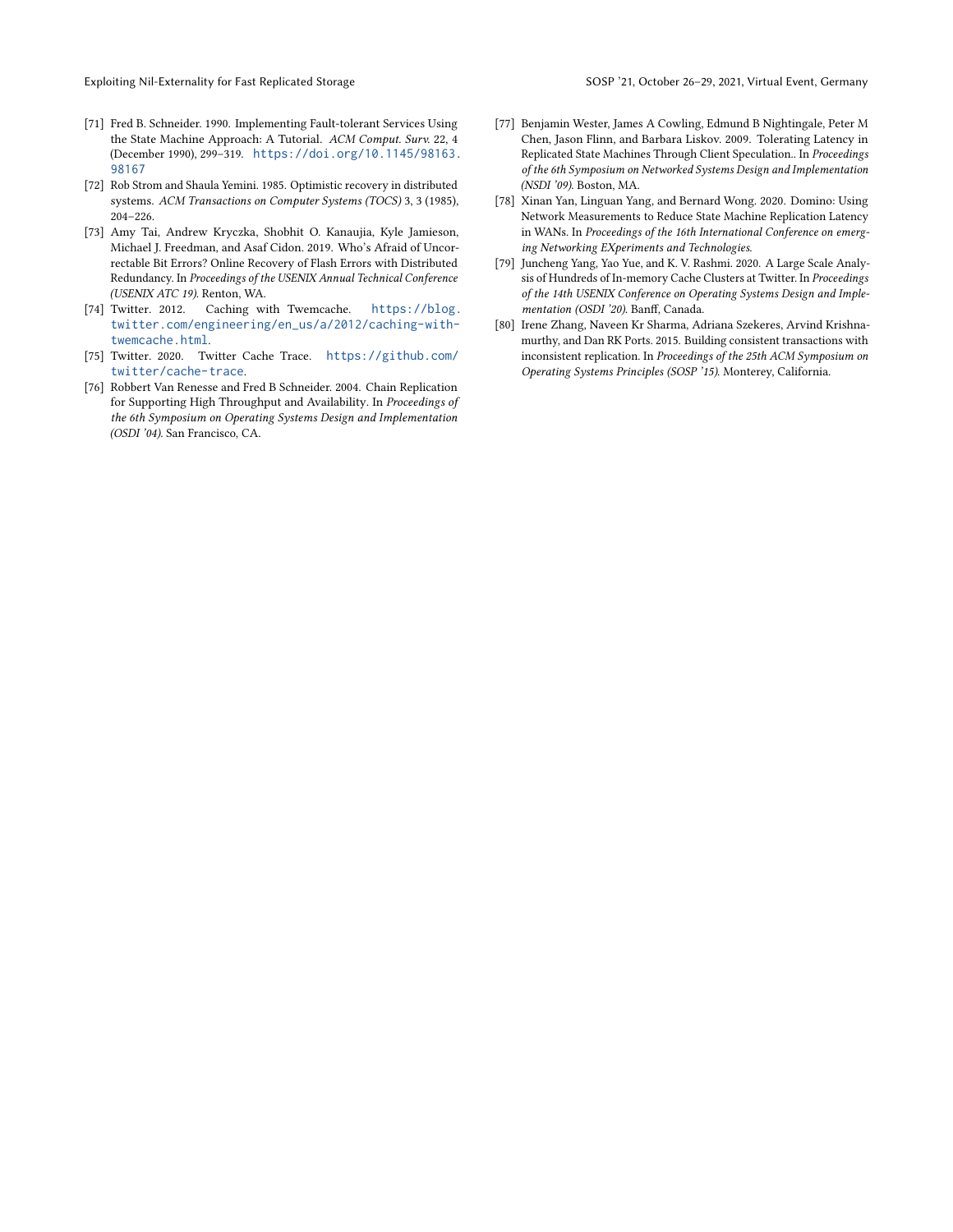[71] Fred B. Schneider. 1990. Implementing Fault-tolerant Services Using the State Machine Approach: A Tutorial. *ACM Comput. Surv.* 22, 4 (December 1990), 299–319. https://doi.org/10.1145/98163.98167

[72] Rob Strom and Shaula Yemini. 1985. Optimistic recovery in distributed systems. *ACM Transactions on Computer Systems (TOCS)* 3, 3 (1985), 204–226.

[73] Amy Tai, Andrew Kryczka, Shobhit O. Kanaujia, Kyle Jamieson, Michael J. Freedman, and Asaf Cidon. 2019. Who's Afraid of Uncorrectable Bit Errors? Online Recovery of Flash Errors with Distributed Redundancy. In *Proceedings of the USENIX Annual Technical Conference (USENIX ATC 19)*. Renton, WA.

[74] Twitter. 2012. Caching with Twemcache. https://blog.twitter.com/engineering/en_us/a/2012/caching-with-twemcache.html.

[75] Twitter. 2020. Twitter Cache Trace. https://github.com/twitter/cache-trace.

[76] Robbert Van Renesse and Fred B Schneider. 2004. Chain Replication for Supporting High Throughput and Availability. In *Proceedings of the 6th Symposium on Operating Systems Design and Implementation (OSDI '04)*. San Francisco, CA.

[77] Benjamin Wester, James A Cowling, Edmund B Nightingale, Peter M Chen, Jason Flinn, and Barbara Liskov. 2009. Tolerating Latency in Replicated State Machines Through Client Speculation.. In *Proceedings of the 6th Symposium on Networked Systems Design and Implementation (NSDI '09)*. Boston, MA.

[78] Xinan Yan, Linguan Yang, and Bernard Wong. 2020. Domino: Using Network Measurements to Reduce State Machine Replication Latency in WANs. In *Proceedings of the 16th International Conference on emerging Networking EXperiments and Technologies*.

[79] Juncheng Yang, Yao Yue, and K. V. Rashmi. 2020. A Large Scale Analysis of Hundreds of In-memory Cache Clusters at Twitter. In *Proceedings of the 14th USENIX Conference on Operating Systems Design and Implementation (OSDI '20)*. Banff, Canada.

[80] Irene Zhang, Naveen Kr Sharma, Adriana Szekeres, Arvind Krishnamurthy, and Dan RK Ports. 2015. Building consistent transactions with inconsistent replication. In *Proceedings of the 25th ACM Symposium on Operating Systems Principles (SOSP '15)*. Monterey, California.